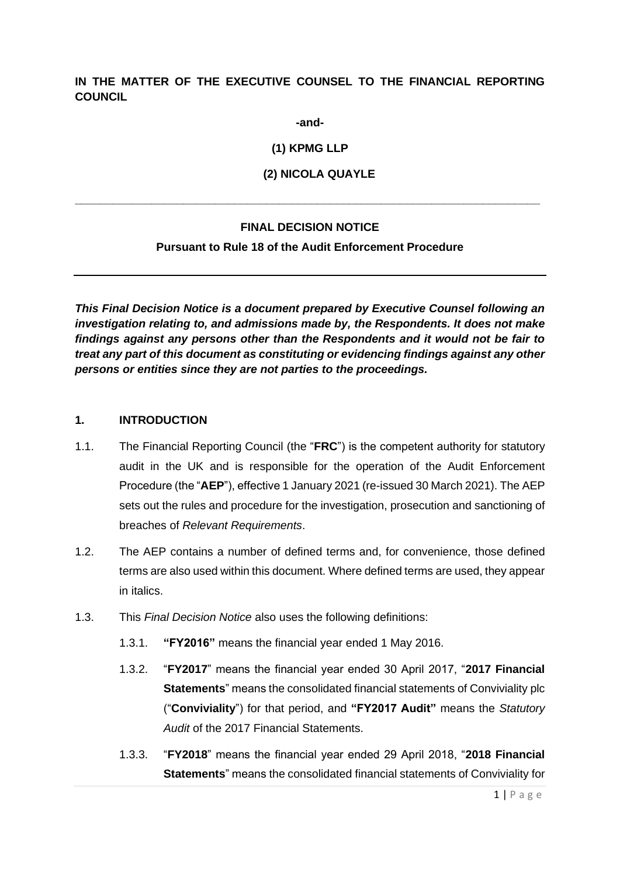**IN THE MATTER OF THE EXECUTIVE COUNSEL TO THE FINANCIAL REPORTING COUNCIL**

**-and-**

**(1) KPMG LLP**

**(2) NICOLA QUAYLE**

---

**FINAL DECISION NOTICE**

**Pursuant to Rule 18 of the Audit Enforcement Procedure**

---

***This Final Decision Notice is a document prepared by Executive Counsel following an investigation relating to, and admissions made by, the Respondents. It does not make findings against any persons other than the Respondents and it would not be fair to treat any part of this document as constituting or evidencing findings against any other persons or entities since they are not parties to the proceedings.***

## 1. INTRODUCTION

1.1. The Financial Reporting Council (the "**FRC**") is the competent authority for statutory audit in the UK and is responsible for the operation of the Audit Enforcement Procedure (the "**AEP**"), effective 1 January 2021 (re-issued 30 March 2021). The AEP sets out the rules and procedure for the investigation, prosecution and sanctioning of breaches of *Relevant Requirements*.

1.2. The AEP contains a number of defined terms and, for convenience, those defined terms are also used within this document. Where defined terms are used, they appear in italics.

1.3. This *Final Decision Notice* also uses the following definitions:

1.3.1. **"FY2016"** means the financial year ended 1 May 2016.

1.3.2. "**FY2017**" means the financial year ended 30 April 2017, "**2017 Financial Statements**" means the consolidated financial statements of Conviviality plc ("**Conviviality**") for that period, and **"FY2017 Audit"** means the *Statutory Audit* of the 2017 Financial Statements.

1.3.3. "**FY2018**" means the financial year ended 29 April 2018, "**2018 Financial Statements**" means the consolidated financial statements of Conviviality for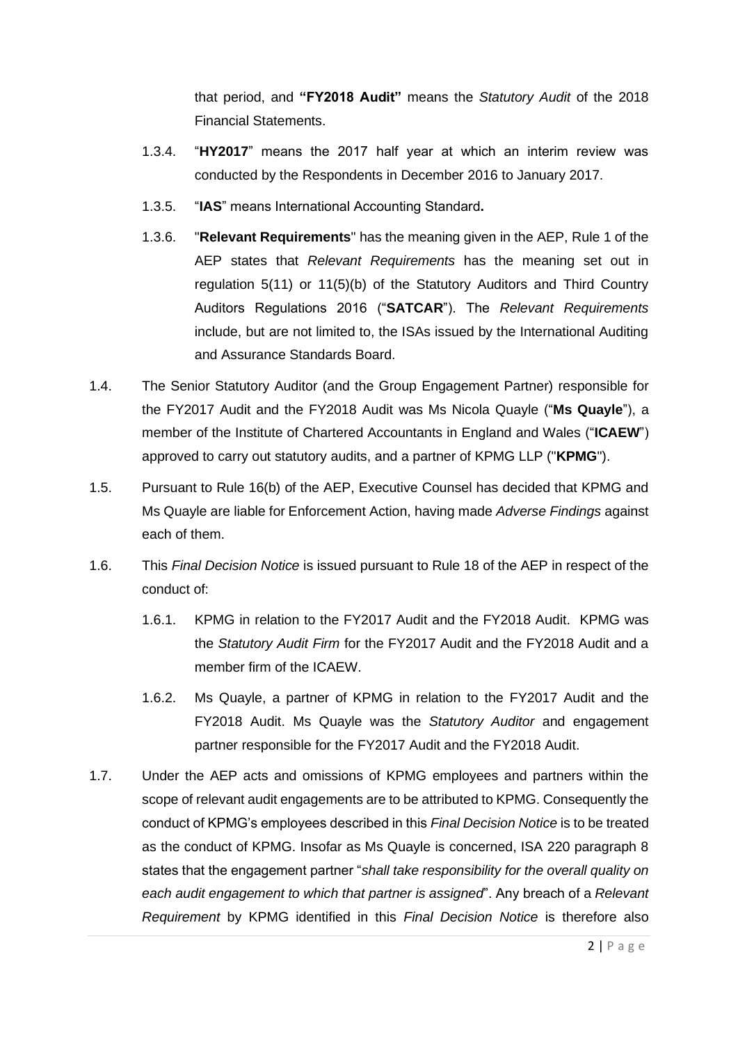that period, and **"FY2018 Audit"** means the *Statutory Audit* of the 2018 Financial Statements.

1.3.4. "**HY2017**" means the 2017 half year at which an interim review was conducted by the Respondents in December 2016 to January 2017.

1.3.5. "**IAS**" means International Accounting Standard**.**

1.3.6. "**Relevant Requirements**" has the meaning given in the AEP, Rule 1 of the AEP states that *Relevant Requirements* has the meaning set out in regulation 5(11) or 11(5)(b) of the Statutory Auditors and Third Country Auditors Regulations 2016 ("**SATCAR**"). The *Relevant Requirements* include, but are not limited to, the ISAs issued by the International Auditing and Assurance Standards Board.

1.4. The Senior Statutory Auditor (and the Group Engagement Partner) responsible for the FY2017 Audit and the FY2018 Audit was Ms Nicola Quayle ("**Ms Quayle**"), a member of the Institute of Chartered Accountants in England and Wales ("**ICAEW**") approved to carry out statutory audits, and a partner of KPMG LLP ("**KPMG**").

1.5. Pursuant to Rule 16(b) of the AEP, Executive Counsel has decided that KPMG and Ms Quayle are liable for Enforcement Action, having made *Adverse Findings* against each of them.

1.6. This *Final Decision Notice* is issued pursuant to Rule 18 of the AEP in respect of the conduct of:

1.6.1. KPMG in relation to the FY2017 Audit and the FY2018 Audit. KPMG was the *Statutory Audit Firm* for the FY2017 Audit and the FY2018 Audit and a member firm of the ICAEW.

1.6.2. Ms Quayle, a partner of KPMG in relation to the FY2017 Audit and the FY2018 Audit. Ms Quayle was the *Statutory Auditor* and engagement partner responsible for the FY2017 Audit and the FY2018 Audit.

1.7. Under the AEP acts and omissions of KPMG employees and partners within the scope of relevant audit engagements are to be attributed to KPMG. Consequently the conduct of KPMG's employees described in this *Final Decision Notice* is to be treated as the conduct of KPMG. Insofar as Ms Quayle is concerned, ISA 220 paragraph 8 states that the engagement partner "*shall take responsibility for the overall quality on each audit engagement to which that partner is assigned*". Any breach of a *Relevant Requirement* by KPMG identified in this *Final Decision Notice* is therefore also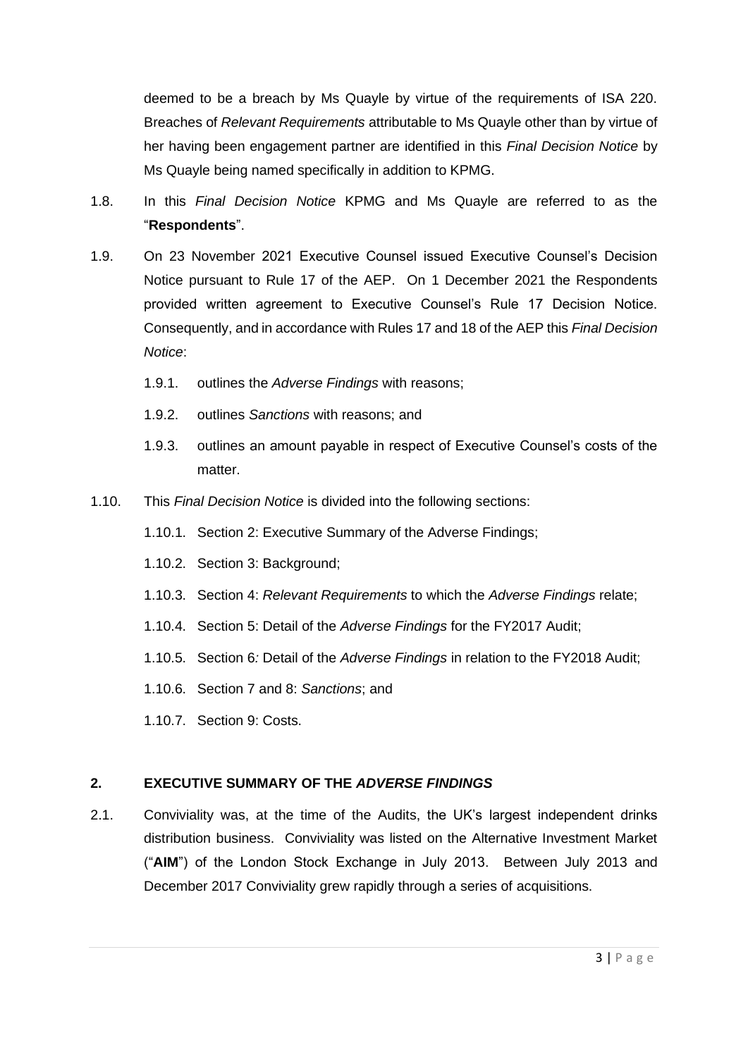deemed to be a breach by Ms Quayle by virtue of the requirements of ISA 220. Breaches of *Relevant Requirements* attributable to Ms Quayle other than by virtue of her having been engagement partner are identified in this *Final Decision Notice* by Ms Quayle being named specifically in addition to KPMG.

1.8. In this *Final Decision Notice* KPMG and Ms Quayle are referred to as the "**Respondents**".

1.9. On 23 November 2021 Executive Counsel issued Executive Counsel's Decision Notice pursuant to Rule 17 of the AEP. On 1 December 2021 the Respondents provided written agreement to Executive Counsel's Rule 17 Decision Notice. Consequently, and in accordance with Rules 17 and 18 of the AEP this *Final Decision Notice*:

1.9.1. outlines the *Adverse Findings* with reasons;

1.9.2. outlines *Sanctions* with reasons; and

1.9.3. outlines an amount payable in respect of Executive Counsel's costs of the matter.

1.10. This *Final Decision Notice* is divided into the following sections:

1.10.1. Section 2: Executive Summary of the Adverse Findings;

1.10.2. Section 3: Background;

1.10.3. Section 4: *Relevant Requirements* to which the *Adverse Findings* relate;

1.10.4. Section 5: Detail of the *Adverse Findings* for the FY2017 Audit;

1.10.5. Section 6*:* Detail of the *Adverse Findings* in relation to the FY2018 Audit;

1.10.6. Section 7 and 8: *Sanctions*; and

1.10.7. Section 9: Costs.

## 2. EXECUTIVE SUMMARY OF THE *ADVERSE FINDINGS*

2.1. Conviviality was, at the time of the Audits, the UK's largest independent drinks distribution business. Conviviality was listed on the Alternative Investment Market ("**AIM**") of the London Stock Exchange in July 2013. Between July 2013 and December 2017 Conviviality grew rapidly through a series of acquisitions.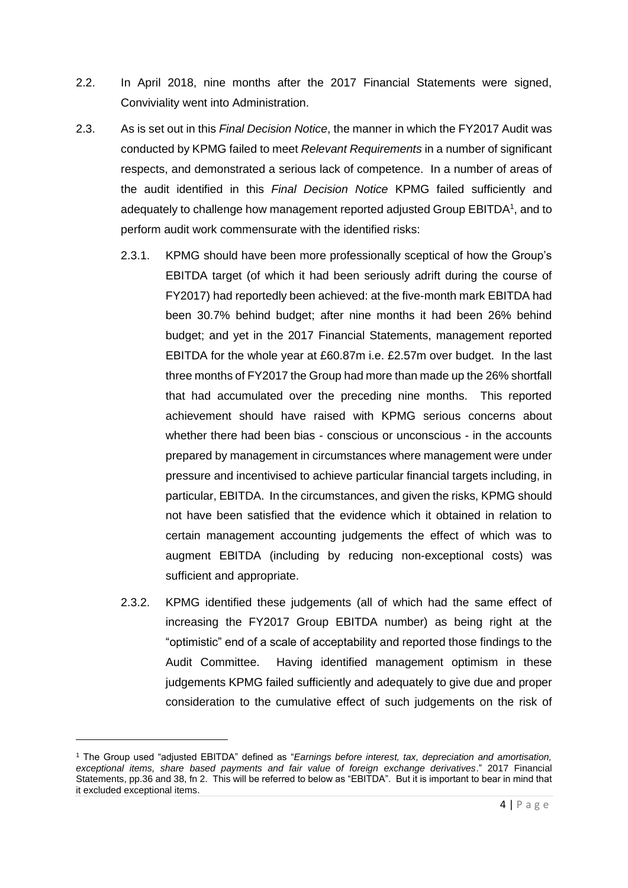2.2. In April 2018, nine months after the 2017 Financial Statements were signed, Conviviality went into Administration.

2.3. As is set out in this *Final Decision Notice*, the manner in which the FY2017 Audit was conducted by KPMG failed to meet *Relevant Requirements* in a number of significant respects, and demonstrated a serious lack of competence. In a number of areas of the audit identified in this *Final Decision Notice* KPMG failed sufficiently and adequately to challenge how management reported adjusted Group EBITDA[1], and to perform audit work commensurate with the identified risks:

2.3.1. KPMG should have been more professionally sceptical of how the Group's EBITDA target (of which it had been seriously adrift during the course of FY2017) had reportedly been achieved: at the five-month mark EBITDA had been 30.7% behind budget; after nine months it had been 26% behind budget; and yet in the 2017 Financial Statements, management reported EBITDA for the whole year at £60.87m i.e. £2.57m over budget. In the last three months of FY2017 the Group had more than made up the 26% shortfall that had accumulated over the preceding nine months. This reported achievement should have raised with KPMG serious concerns about whether there had been bias - conscious or unconscious - in the accounts prepared by management in circumstances where management were under pressure and incentivised to achieve particular financial targets including, in particular, EBITDA. In the circumstances, and given the risks, KPMG should not have been satisfied that the evidence which it obtained in relation to certain management accounting judgements the effect of which was to augment EBITDA (including by reducing non-exceptional costs) was sufficient and appropriate.

2.3.2. KPMG identified these judgements (all of which had the same effect of increasing the FY2017 Group EBITDA number) as being right at the "optimistic" end of a scale of acceptability and reported those findings to the Audit Committee. Having identified management optimism in these judgements KPMG failed sufficiently and adequately to give due and proper consideration to the cumulative effect of such judgements on the risk of

---

[1] The Group used "adjusted EBITDA" defined as "*Earnings before interest, tax, depreciation and amortisation, exceptional items, share based payments and fair value of foreign exchange derivatives*." 2017 Financial Statements, pp.36 and 38, fn 2. This will be referred to below as "EBITDA". But it is important to bear in mind that it excluded exceptional items.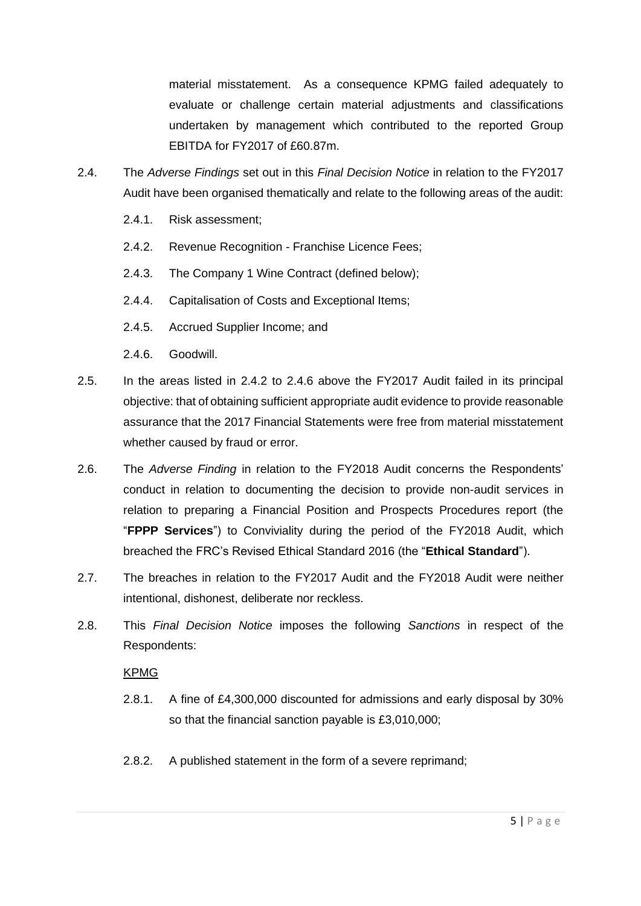material misstatement. As a consequence KPMG failed adequately to evaluate or challenge certain material adjustments and classifications undertaken by management which contributed to the reported Group EBITDA for FY2017 of £60.87m.

2.4. The *Adverse Findings* set out in this *Final Decision Notice* in relation to the FY2017 Audit have been organised thematically and relate to the following areas of the audit:

2.4.1. Risk assessment;

2.4.2. Revenue Recognition - Franchise Licence Fees;

2.4.3. The Company 1 Wine Contract (defined below);

2.4.4. Capitalisation of Costs and Exceptional Items;

2.4.5. Accrued Supplier Income; and

2.4.6. Goodwill.

2.5. In the areas listed in 2.4.2 to 2.4.6 above the FY2017 Audit failed in its principal objective: that of obtaining sufficient appropriate audit evidence to provide reasonable assurance that the 2017 Financial Statements were free from material misstatement whether caused by fraud or error.

2.6. The *Adverse Finding* in relation to the FY2018 Audit concerns the Respondents' conduct in relation to documenting the decision to provide non-audit services in relation to preparing a Financial Position and Prospects Procedures report (the "**FPPP Services**") to Conviviality during the period of the FY2018 Audit, which breached the FRC's Revised Ethical Standard 2016 (the "**Ethical Standard**").

2.7. The breaches in relation to the FY2017 Audit and the FY2018 Audit were neither intentional, dishonest, deliberate nor reckless.

2.8. This *Final Decision Notice* imposes the following *Sanctions* in respect of the Respondents:

<u>KPMG</u>

2.8.1. A fine of £4,300,000 discounted for admissions and early disposal by 30% so that the financial sanction payable is £3,010,000;

2.8.2. A published statement in the form of a severe reprimand;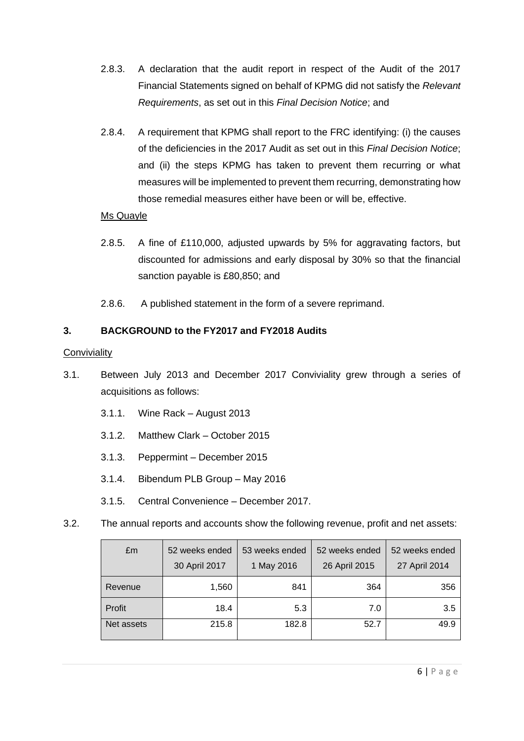2.8.3. A declaration that the audit report in respect of the Audit of the 2017 Financial Statements signed on behalf of KPMG did not satisfy the *Relevant Requirements*, as set out in this *Final Decision Notice*; and

2.8.4. A requirement that KPMG shall report to the FRC identifying: (i) the causes of the deficiencies in the 2017 Audit as set out in this *Final Decision Notice*; and (ii) the steps KPMG has taken to prevent them recurring or what measures will be implemented to prevent them recurring, demonstrating how those remedial measures either have been or will be, effective.

Ms Quayle

2.8.5. A fine of £110,000, adjusted upwards by 5% for aggravating factors, but discounted for admissions and early disposal by 30% so that the financial sanction payable is £80,850; and

2.8.6. A published statement in the form of a severe reprimand.

## 3. BACKGROUND to the FY2017 and FY2018 Audits

Conviviality

3.1. Between July 2013 and December 2017 Conviviality grew through a series of acquisitions as follows:

3.1.1. Wine Rack – August 2013

3.1.2. Matthew Clark – October 2015

3.1.3. Peppermint – December 2015

3.1.4. Bibendum PLB Group – May 2016

3.1.5. Central Convenience – December 2017.

3.2. The annual reports and accounts show the following revenue, profit and net assets:

| £m | 52 weeks ended 30 April 2017 | 53 weeks ended 1 May 2016 | 52 weeks ended 26 April 2015 | 52 weeks ended 27 April 2014 |
|---|---|---|---|---|
| Revenue | 1,560 | 841 | 364 | 356 |
| Profit | 18.4 | 5.3 | 7.0 | 3.5 |
| Net assets | 215.8 | 182.8 | 52.7 | 49.9 |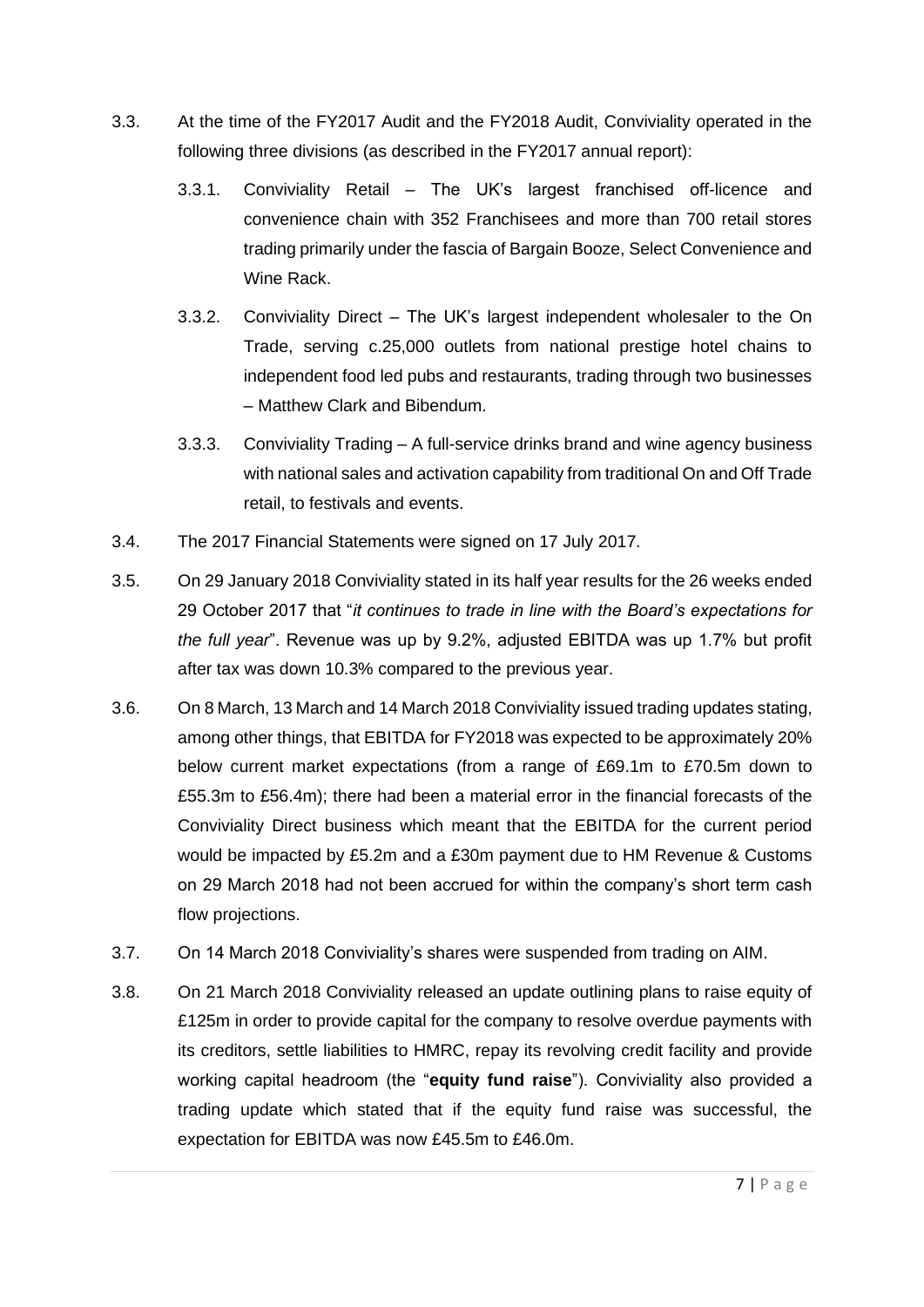3.3. At the time of the FY2017 Audit and the FY2018 Audit, Conviviality operated in the following three divisions (as described in the FY2017 annual report):

3.3.1. Conviviality Retail – The UK's largest franchised off-licence and convenience chain with 352 Franchisees and more than 700 retail stores trading primarily under the fascia of Bargain Booze, Select Convenience and Wine Rack.

3.3.2. Conviviality Direct – The UK's largest independent wholesaler to the On Trade, serving c.25,000 outlets from national prestige hotel chains to independent food led pubs and restaurants, trading through two businesses – Matthew Clark and Bibendum.

3.3.3. Conviviality Trading – A full-service drinks brand and wine agency business with national sales and activation capability from traditional On and Off Trade retail, to festivals and events.

3.4. The 2017 Financial Statements were signed on 17 July 2017.

3.5. On 29 January 2018 Conviviality stated in its half year results for the 26 weeks ended 29 October 2017 that "*it continues to trade in line with the Board's expectations for the full year*". Revenue was up by 9.2%, adjusted EBITDA was up 1.7% but profit after tax was down 10.3% compared to the previous year.

3.6. On 8 March, 13 March and 14 March 2018 Conviviality issued trading updates stating, among other things, that EBITDA for FY2018 was expected to be approximately 20% below current market expectations (from a range of £69.1m to £70.5m down to £55.3m to £56.4m); there had been a material error in the financial forecasts of the Conviviality Direct business which meant that the EBITDA for the current period would be impacted by £5.2m and a £30m payment due to HM Revenue & Customs on 29 March 2018 had not been accrued for within the company's short term cash flow projections.

3.7. On 14 March 2018 Conviviality's shares were suspended from trading on AIM.

3.8. On 21 March 2018 Conviviality released an update outlining plans to raise equity of £125m in order to provide capital for the company to resolve overdue payments with its creditors, settle liabilities to HMRC, repay its revolving credit facility and provide working capital headroom (the "**equity fund raise**"). Conviviality also provided a trading update which stated that if the equity fund raise was successful, the expectation for EBITDA was now £45.5m to £46.0m.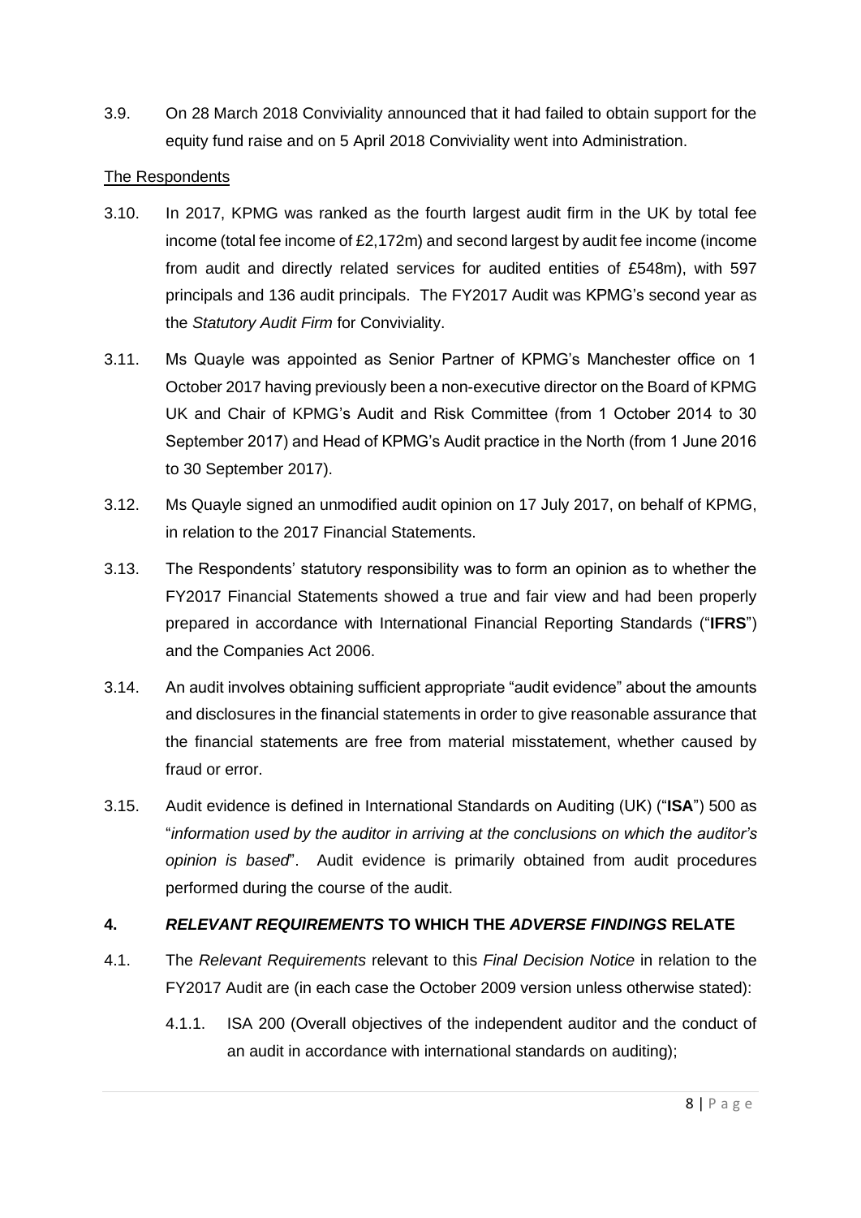3.9. On 28 March 2018 Conviviality announced that it had failed to obtain support for the equity fund raise and on 5 April 2018 Conviviality went into Administration.

<u>The Respondents</u>

3.10. In 2017, KPMG was ranked as the fourth largest audit firm in the UK by total fee income (total fee income of £2,172m) and second largest by audit fee income (income from audit and directly related services for audited entities of £548m), with 597 principals and 136 audit principals. The FY2017 Audit was KPMG's second year as the *Statutory Audit Firm* for Conviviality.

3.11. Ms Quayle was appointed as Senior Partner of KPMG's Manchester office on 1 October 2017 having previously been a non-executive director on the Board of KPMG UK and Chair of KPMG's Audit and Risk Committee (from 1 October 2014 to 30 September 2017) and Head of KPMG's Audit practice in the North (from 1 June 2016 to 30 September 2017).

3.12. Ms Quayle signed an unmodified audit opinion on 17 July 2017, on behalf of KPMG, in relation to the 2017 Financial Statements.

3.13. The Respondents' statutory responsibility was to form an opinion as to whether the FY2017 Financial Statements showed a true and fair view and had been properly prepared in accordance with International Financial Reporting Standards ("**IFRS**") and the Companies Act 2006.

3.14. An audit involves obtaining sufficient appropriate "audit evidence" about the amounts and disclosures in the financial statements in order to give reasonable assurance that the financial statements are free from material misstatement, whether caused by fraud or error.

3.15. Audit evidence is defined in International Standards on Auditing (UK) ("**ISA**") 500 as "*information used by the auditor in arriving at the conclusions on which the auditor's opinion is based*". Audit evidence is primarily obtained from audit procedures performed during the course of the audit.

## 4. *RELEVANT REQUIREMENTS* TO WHICH THE *ADVERSE FINDINGS* RELATE

4.1. The *Relevant Requirements* relevant to this *Final Decision Notice* in relation to the FY2017 Audit are (in each case the October 2009 version unless otherwise stated):

   4.1.1. ISA 200 (Overall objectives of the independent auditor and the conduct of an audit in accordance with international standards on auditing);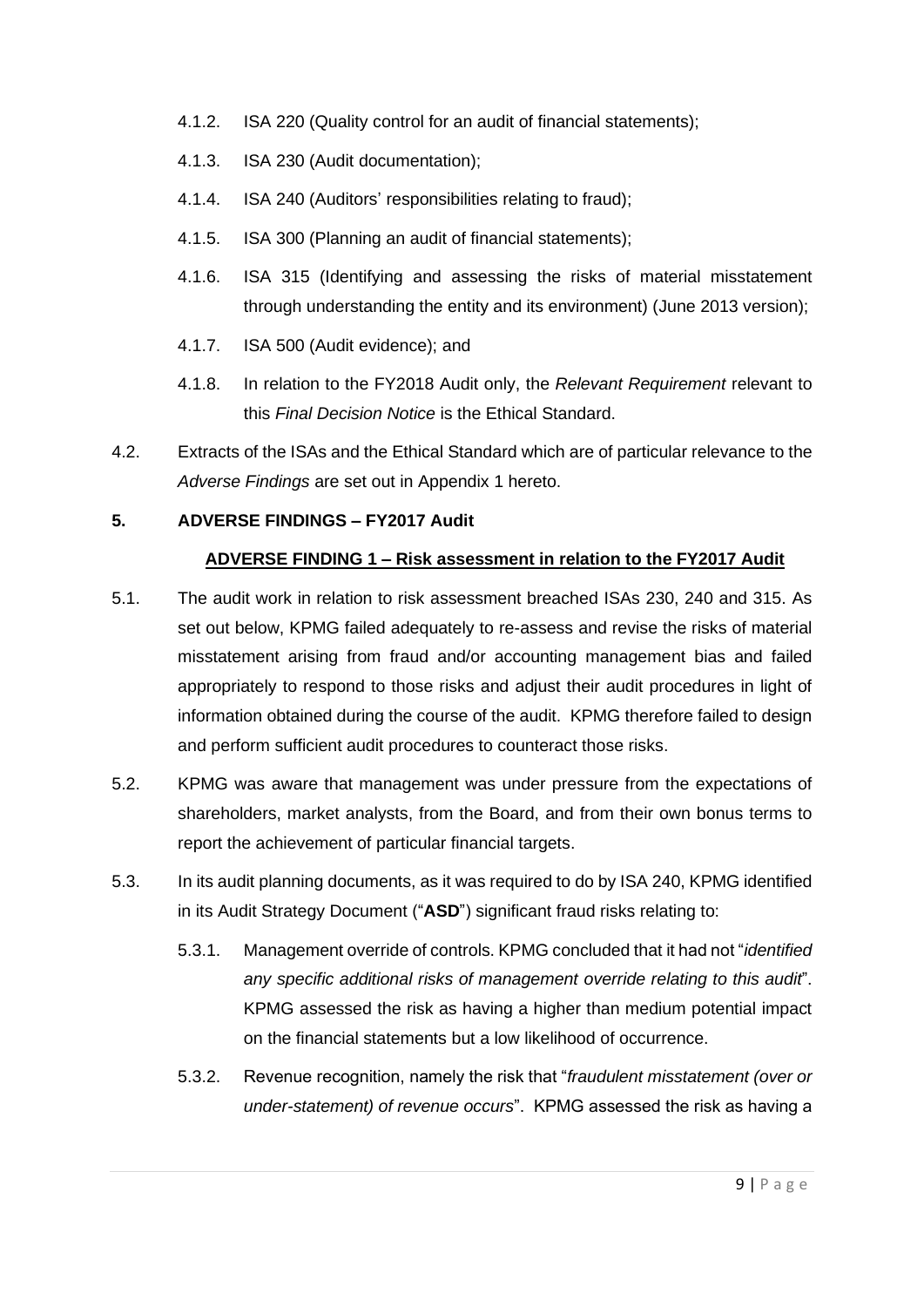4.1.2. ISA 220 (Quality control for an audit of financial statements);

4.1.3. ISA 230 (Audit documentation);

4.1.4. ISA 240 (Auditors' responsibilities relating to fraud);

4.1.5. ISA 300 (Planning an audit of financial statements);

4.1.6. ISA 315 (Identifying and assessing the risks of material misstatement through understanding the entity and its environment) (June 2013 version);

4.1.7. ISA 500 (Audit evidence); and

4.1.8. In relation to the FY2018 Audit only, the *Relevant Requirement* relevant to this *Final Decision Notice* is the Ethical Standard.

4.2. Extracts of the ISAs and the Ethical Standard which are of particular relevance to the *Adverse Findings* are set out in Appendix 1 hereto.

## 5. ADVERSE FINDINGS – FY2017 Audit

### ADVERSE FINDING 1 – Risk assessment in relation to the FY2017 Audit

5.1. The audit work in relation to risk assessment breached ISAs 230, 240 and 315. As set out below, KPMG failed adequately to re-assess and revise the risks of material misstatement arising from fraud and/or accounting management bias and failed appropriately to respond to those risks and adjust their audit procedures in light of information obtained during the course of the audit. KPMG therefore failed to design and perform sufficient audit procedures to counteract those risks.

5.2. KPMG was aware that management was under pressure from the expectations of shareholders, market analysts, from the Board, and from their own bonus terms to report the achievement of particular financial targets.

5.3. In its audit planning documents, as it was required to do by ISA 240, KPMG identified in its Audit Strategy Document ("**ASD**") significant fraud risks relating to:

5.3.1. Management override of controls. KPMG concluded that it had not "*identified any specific additional risks of management override relating to this audit*". KPMG assessed the risk as having a higher than medium potential impact on the financial statements but a low likelihood of occurrence.

5.3.2. Revenue recognition, namely the risk that "*fraudulent misstatement (over or under-statement) of revenue occurs*". KPMG assessed the risk as having a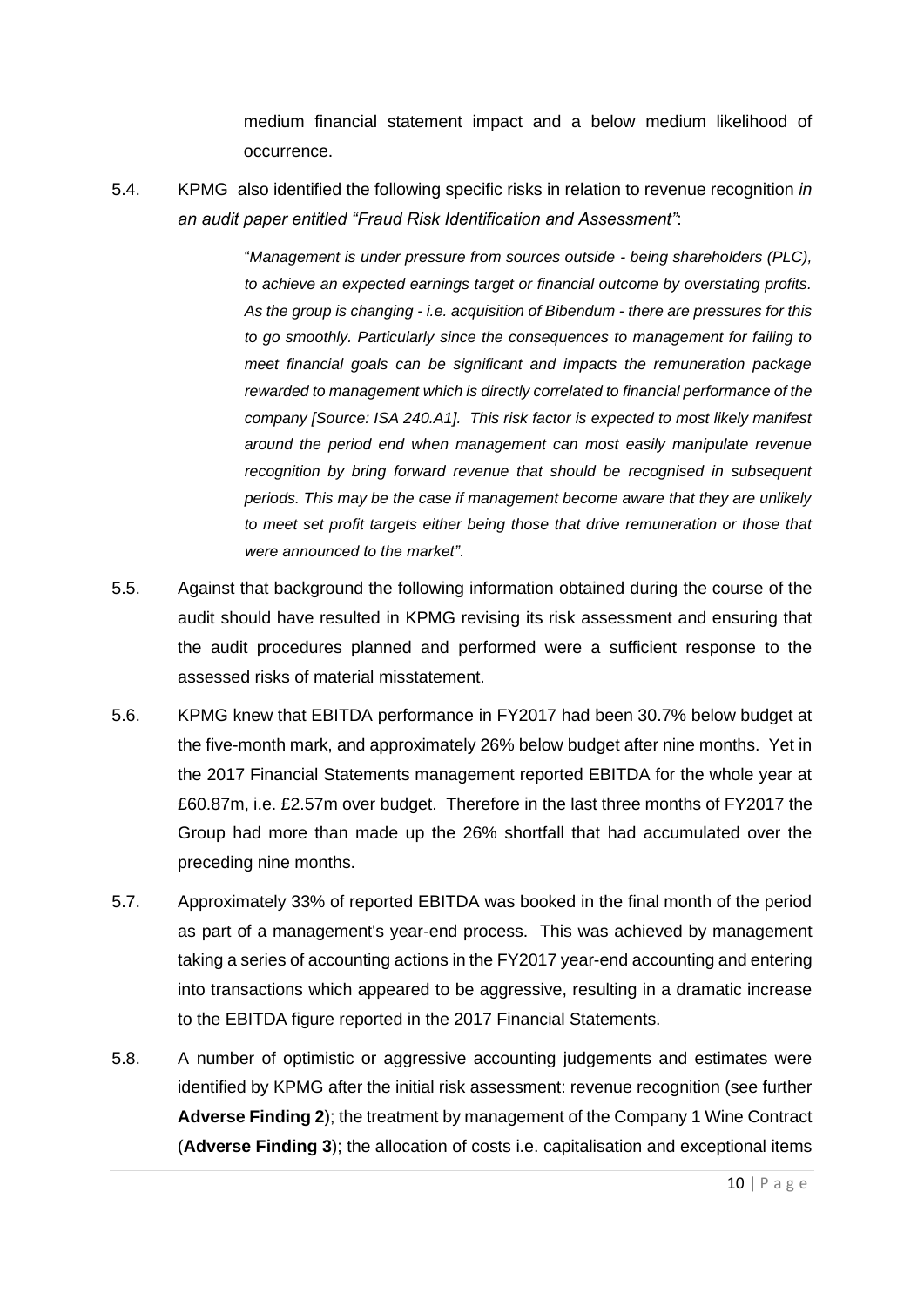medium financial statement impact and a below medium likelihood of occurrence.

5.4. KPMG also identified the following specific risks in relation to revenue recognition *in an audit paper entitled "Fraud Risk Identification and Assessment"*:

> "*Management is under pressure from sources outside - being shareholders (PLC), to achieve an expected earnings target or financial outcome by overstating profits. As the group is changing - i.e. acquisition of Bibendum - there are pressures for this to go smoothly. Particularly since the consequences to management for failing to meet financial goals can be significant and impacts the remuneration package rewarded to management which is directly correlated to financial performance of the company [Source: ISA 240.A1]. This risk factor is expected to most likely manifest around the period end when management can most easily manipulate revenue recognition by bring forward revenue that should be recognised in subsequent periods. This may be the case if management become aware that they are unlikely to meet set profit targets either being those that drive remuneration or those that were announced to the market"*.

5.5. Against that background the following information obtained during the course of the audit should have resulted in KPMG revising its risk assessment and ensuring that the audit procedures planned and performed were a sufficient response to the assessed risks of material misstatement.

5.6. KPMG knew that EBITDA performance in FY2017 had been 30.7% below budget at the five-month mark, and approximately 26% below budget after nine months. Yet in the 2017 Financial Statements management reported EBITDA for the whole year at £60.87m, i.e. £2.57m over budget. Therefore in the last three months of FY2017 the Group had more than made up the 26% shortfall that had accumulated over the preceding nine months.

5.7. Approximately 33% of reported EBITDA was booked in the final month of the period as part of a management's year-end process. This was achieved by management taking a series of accounting actions in the FY2017 year-end accounting and entering into transactions which appeared to be aggressive, resulting in a dramatic increase to the EBITDA figure reported in the 2017 Financial Statements.

5.8. A number of optimistic or aggressive accounting judgements and estimates were identified by KPMG after the initial risk assessment: revenue recognition (see further **Adverse Finding 2**); the treatment by management of the Company 1 Wine Contract (**Adverse Finding 3**); the allocation of costs i.e. capitalisation and exceptional items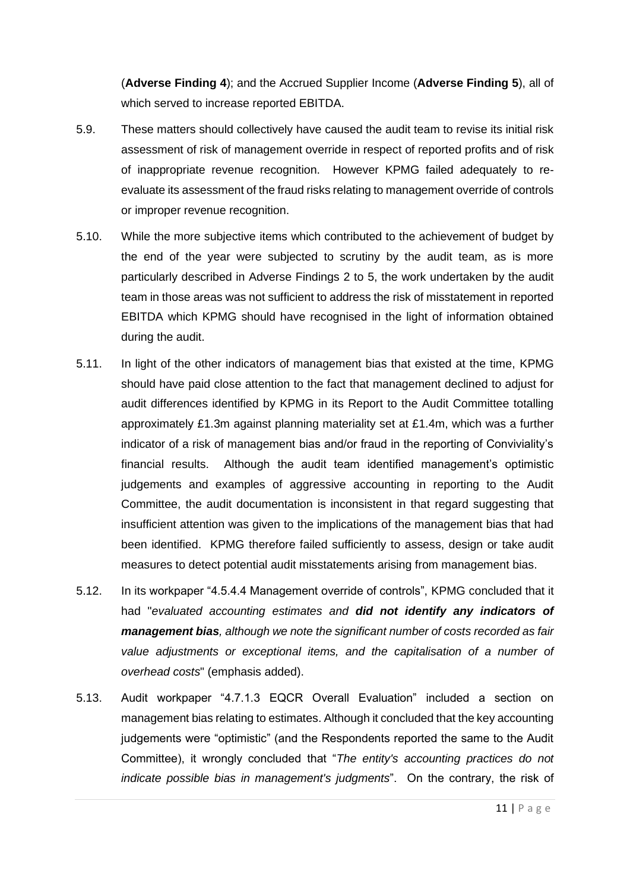(**Adverse Finding 4**); and the Accrued Supplier Income (**Adverse Finding 5**), all of which served to increase reported EBITDA.

5.9. These matters should collectively have caused the audit team to revise its initial risk assessment of risk of management override in respect of reported profits and of risk of inappropriate revenue recognition. However KPMG failed adequately to re-evaluate its assessment of the fraud risks relating to management override of controls or improper revenue recognition.

5.10. While the more subjective items which contributed to the achievement of budget by the end of the year were subjected to scrutiny by the audit team, as is more particularly described in Adverse Findings 2 to 5, the work undertaken by the audit team in those areas was not sufficient to address the risk of misstatement in reported EBITDA which KPMG should have recognised in the light of information obtained during the audit.

5.11. In light of the other indicators of management bias that existed at the time, KPMG should have paid close attention to the fact that management declined to adjust for audit differences identified by KPMG in its Report to the Audit Committee totalling approximately £1.3m against planning materiality set at £1.4m, which was a further indicator of a risk of management bias and/or fraud in the reporting of Conviviality's financial results. Although the audit team identified management's optimistic judgements and examples of aggressive accounting in reporting to the Audit Committee, the audit documentation is inconsistent in that regard suggesting that insufficient attention was given to the implications of the management bias that had been identified. KPMG therefore failed sufficiently to assess, design or take audit measures to detect potential audit misstatements arising from management bias.

5.12. In its workpaper "4.5.4.4 Management override of controls", KPMG concluded that it had "*evaluated accounting estimates and **did not identify any indicators of management bias**, although we note the significant number of costs recorded as fair value adjustments or exceptional items, and the capitalisation of a number of overhead costs*" (emphasis added).

5.13. Audit workpaper "4.7.1.3 EQCR Overall Evaluation" included a section on management bias relating to estimates. Although it concluded that the key accounting judgements were "optimistic" (and the Respondents reported the same to the Audit Committee), it wrongly concluded that "*The entity's accounting practices do not indicate possible bias in management's judgments*". On the contrary, the risk of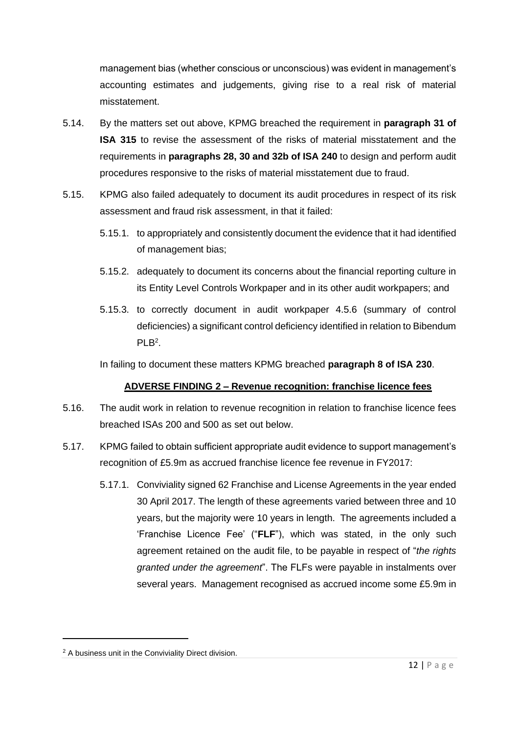management bias (whether conscious or unconscious) was evident in management's accounting estimates and judgements, giving rise to a real risk of material misstatement.

5.14. By the matters set out above, KPMG breached the requirement in **paragraph 31 of ISA 315** to revise the assessment of the risks of material misstatement and the requirements in **paragraphs 28, 30 and 32b of ISA 240** to design and perform audit procedures responsive to the risks of material misstatement due to fraud.

5.15. KPMG also failed adequately to document its audit procedures in respect of its risk assessment and fraud risk assessment, in that it failed:

5.15.1. to appropriately and consistently document the evidence that it had identified of management bias;

5.15.2. adequately to document its concerns about the financial reporting culture in its Entity Level Controls Workpaper and in its other audit workpapers; and

5.15.3. to correctly document in audit workpaper 4.5.6 (summary of control deficiencies) a significant control deficiency identified in relation to Bibendum PLB[2].

In failing to document these matters KPMG breached **paragraph 8 of ISA 230**.

**ADVERSE FINDING 2 – Revenue recognition: franchise licence fees**

5.16. The audit work in relation to revenue recognition in relation to franchise licence fees breached ISAs 200 and 500 as set out below.

5.17. KPMG failed to obtain sufficient appropriate audit evidence to support management's recognition of £5.9m as accrued franchise licence fee revenue in FY2017:

5.17.1. Conviviality signed 62 Franchise and License Agreements in the year ended 30 April 2017. The length of these agreements varied between three and 10 years, but the majority were 10 years in length. The agreements included a 'Franchise Licence Fee' ("**FLF**"), which was stated, in the only such agreement retained on the audit file, to be payable in respect of "*the rights granted under the agreement*". The FLFs were payable in instalments over several years. Management recognised as accrued income some £5.9m in

[2] A business unit in the Conviviality Direct division.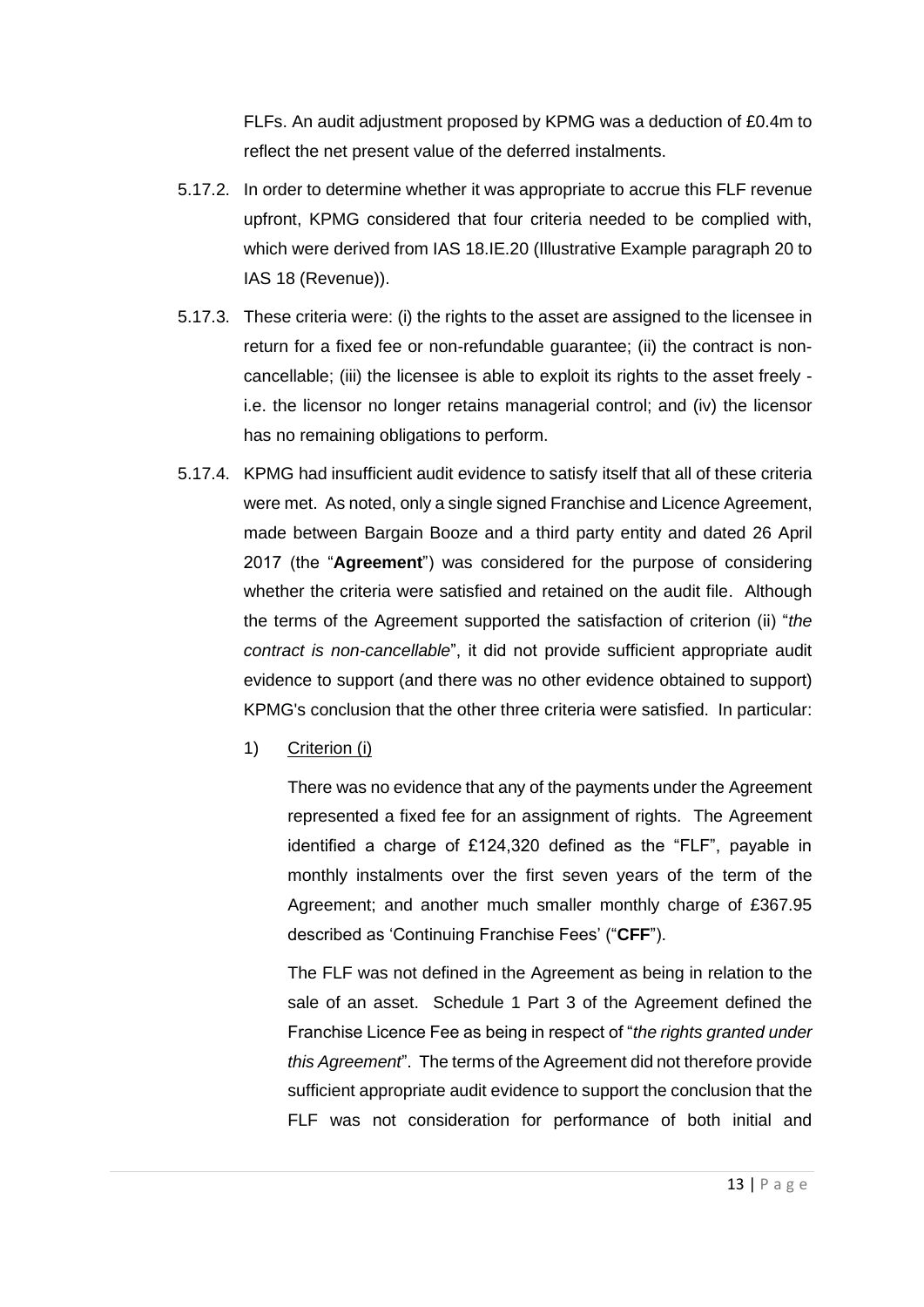FLFs. An audit adjustment proposed by KPMG was a deduction of £0.4m to reflect the net present value of the deferred instalments.

5.17.2. In order to determine whether it was appropriate to accrue this FLF revenue upfront, KPMG considered that four criteria needed to be complied with, which were derived from IAS 18.IE.20 (Illustrative Example paragraph 20 to IAS 18 (Revenue)).

5.17.3. These criteria were: (i) the rights to the asset are assigned to the licensee in return for a fixed fee or non-refundable guarantee; (ii) the contract is non-cancellable; (iii) the licensee is able to exploit its rights to the asset freely - i.e. the licensor no longer retains managerial control; and (iv) the licensor has no remaining obligations to perform.

5.17.4. KPMG had insufficient audit evidence to satisfy itself that all of these criteria were met. As noted, only a single signed Franchise and Licence Agreement, made between Bargain Booze and a third party entity and dated 26 April 2017 (the "**Agreement**") was considered for the purpose of considering whether the criteria were satisfied and retained on the audit file. Although the terms of the Agreement supported the satisfaction of criterion (ii) "*the contract is non-cancellable*", it did not provide sufficient appropriate audit evidence to support (and there was no other evidence obtained to support) KPMG's conclusion that the other three criteria were satisfied. In particular:

1) Criterion (i)

   There was no evidence that any of the payments under the Agreement represented a fixed fee for an assignment of rights. The Agreement identified a charge of £124,320 defined as the "FLF", payable in monthly instalments over the first seven years of the term of the Agreement; and another much smaller monthly charge of £367.95 described as 'Continuing Franchise Fees' ("**CFF**").

   The FLF was not defined in the Agreement as being in relation to the sale of an asset. Schedule 1 Part 3 of the Agreement defined the Franchise Licence Fee as being in respect of "*the rights granted under this Agreement*". The terms of the Agreement did not therefore provide sufficient appropriate audit evidence to support the conclusion that the FLF was not consideration for performance of both initial and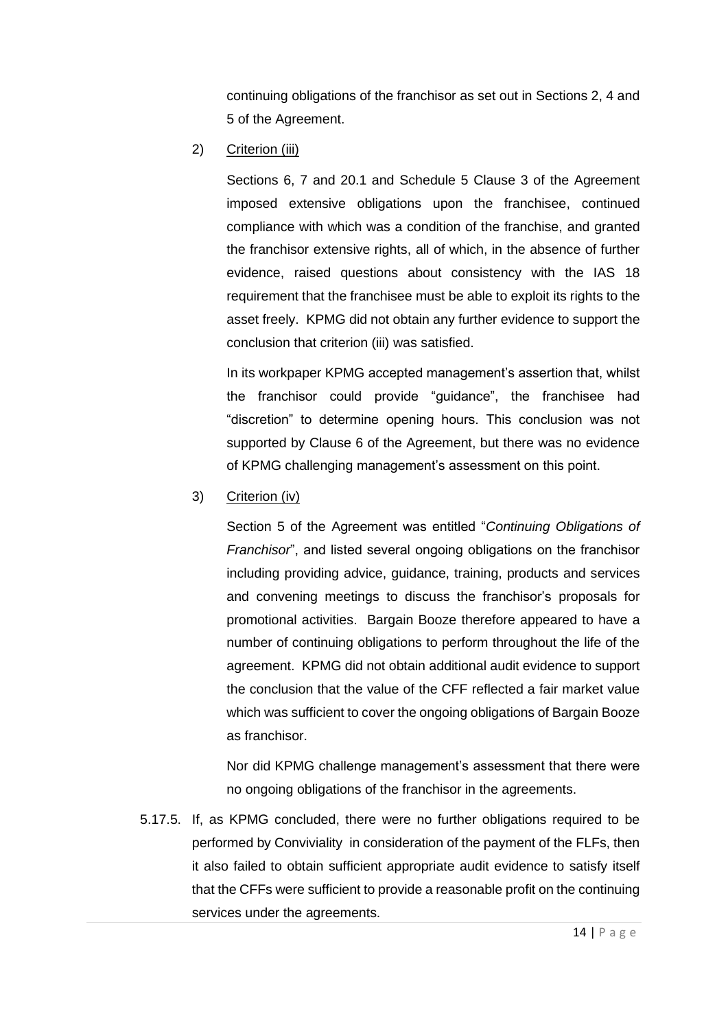continuing obligations of the franchisor as set out in Sections 2, 4 and 5 of the Agreement.

2) <u>Criterion (iii)</u>

Sections 6, 7 and 20.1 and Schedule 5 Clause 3 of the Agreement imposed extensive obligations upon the franchisee, continued compliance with which was a condition of the franchise, and granted the franchisor extensive rights, all of which, in the absence of further evidence, raised questions about consistency with the IAS 18 requirement that the franchisee must be able to exploit its rights to the asset freely. KPMG did not obtain any further evidence to support the conclusion that criterion (iii) was satisfied.

In its workpaper KPMG accepted management's assertion that, whilst the franchisor could provide "guidance", the franchisee had "discretion" to determine opening hours. This conclusion was not supported by Clause 6 of the Agreement, but there was no evidence of KPMG challenging management's assessment on this point.

3) <u>Criterion (iv)</u>

Section 5 of the Agreement was entitled "*Continuing Obligations of Franchisor*", and listed several ongoing obligations on the franchisor including providing advice, guidance, training, products and services and convening meetings to discuss the franchisor's proposals for promotional activities. Bargain Booze therefore appeared to have a number of continuing obligations to perform throughout the life of the agreement. KPMG did not obtain additional audit evidence to support the conclusion that the value of the CFF reflected a fair market value which was sufficient to cover the ongoing obligations of Bargain Booze as franchisor.

Nor did KPMG challenge management's assessment that there were no ongoing obligations of the franchisor in the agreements.

5.17.5. If, as KPMG concluded, there were no further obligations required to be performed by Conviviality in consideration of the payment of the FLFs, then it also failed to obtain sufficient appropriate audit evidence to satisfy itself that the CFFs were sufficient to provide a reasonable profit on the continuing services under the agreements.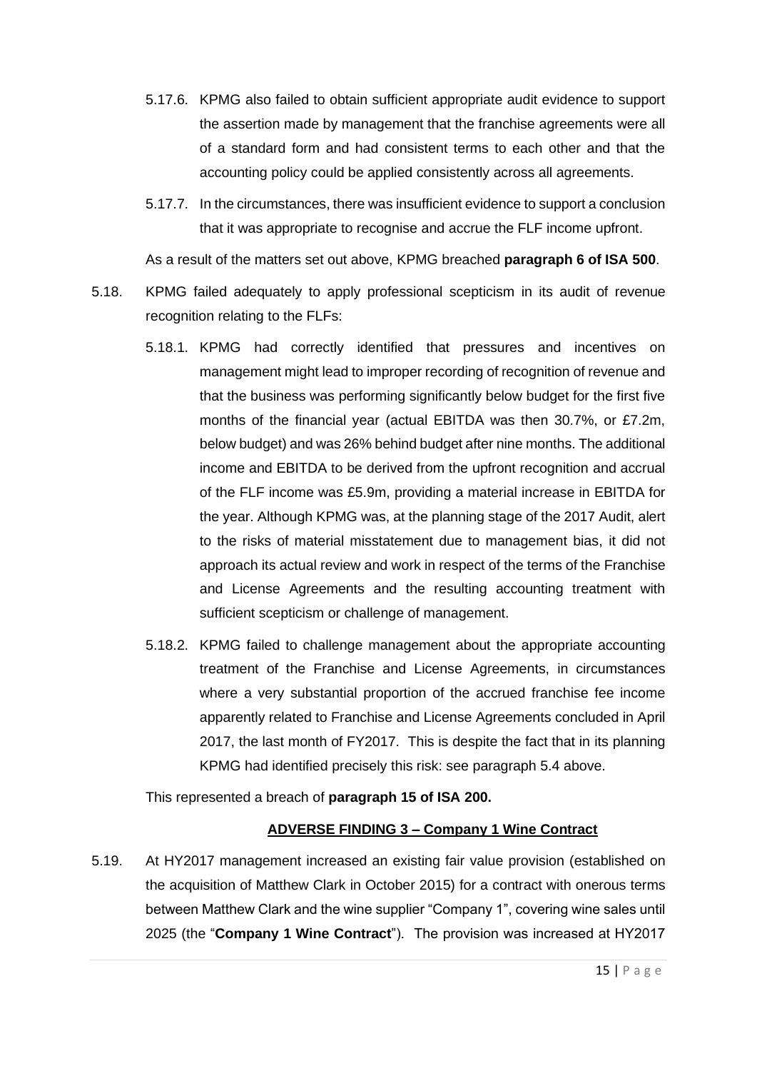5.17.6. KPMG also failed to obtain sufficient appropriate audit evidence to support the assertion made by management that the franchise agreements were all of a standard form and had consistent terms to each other and that the accounting policy could be applied consistently across all agreements.

5.17.7. In the circumstances, there was insufficient evidence to support a conclusion that it was appropriate to recognise and accrue the FLF income upfront.

As a result of the matters set out above, KPMG breached **paragraph 6 of ISA 500**.

5.18. KPMG failed adequately to apply professional scepticism in its audit of revenue recognition relating to the FLFs:

5.18.1. KPMG had correctly identified that pressures and incentives on management might lead to improper recording of recognition of revenue and that the business was performing significantly below budget for the first five months of the financial year (actual EBITDA was then 30.7%, or £7.2m, below budget) and was 26% behind budget after nine months. The additional income and EBITDA to be derived from the upfront recognition and accrual of the FLF income was £5.9m, providing a material increase in EBITDA for the year. Although KPMG was, at the planning stage of the 2017 Audit, alert to the risks of material misstatement due to management bias, it did not approach its actual review and work in respect of the terms of the Franchise and License Agreements and the resulting accounting treatment with sufficient scepticism or challenge of management.

5.18.2. KPMG failed to challenge management about the appropriate accounting treatment of the Franchise and License Agreements, in circumstances where a very substantial proportion of the accrued franchise fee income apparently related to Franchise and License Agreements concluded in April 2017, the last month of FY2017. This is despite the fact that in its planning KPMG had identified precisely this risk: see paragraph 5.4 above.

This represented a breach of **paragraph 15 of ISA 200.**

### ADVERSE FINDING 3 – Company 1 Wine Contract

5.19. At HY2017 management increased an existing fair value provision (established on the acquisition of Matthew Clark in October 2015) for a contract with onerous terms between Matthew Clark and the wine supplier "Company 1", covering wine sales until 2025 (the "**Company 1 Wine Contract**"). The provision was increased at HY2017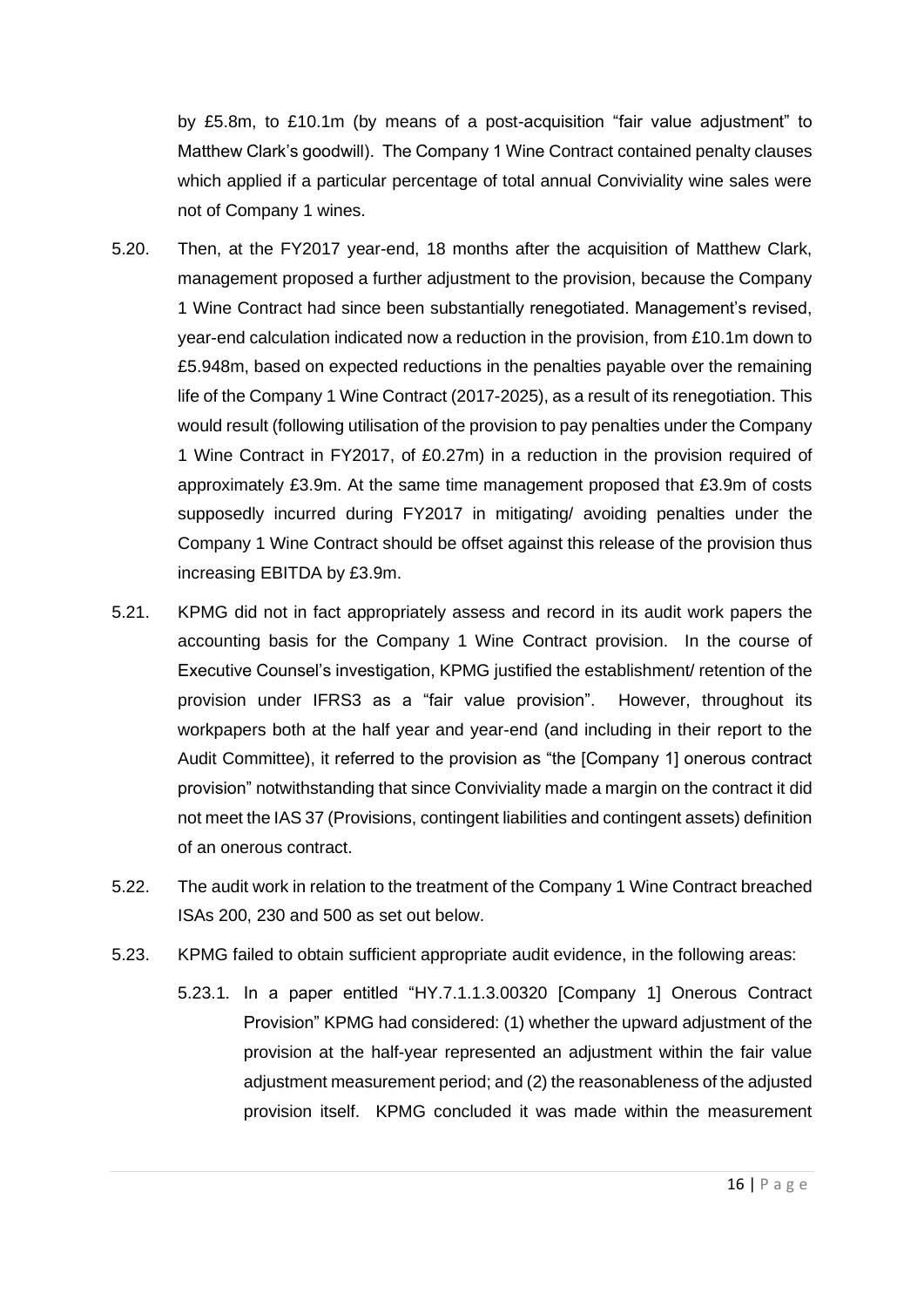by £5.8m, to £10.1m (by means of a post-acquisition "fair value adjustment" to Matthew Clark's goodwill). The Company 1 Wine Contract contained penalty clauses which applied if a particular percentage of total annual Conviviality wine sales were not of Company 1 wines.

5.20. Then, at the FY2017 year-end, 18 months after the acquisition of Matthew Clark, management proposed a further adjustment to the provision, because the Company 1 Wine Contract had since been substantially renegotiated. Management's revised, year-end calculation indicated now a reduction in the provision, from £10.1m down to £5.948m, based on expected reductions in the penalties payable over the remaining life of the Company 1 Wine Contract (2017-2025), as a result of its renegotiation. This would result (following utilisation of the provision to pay penalties under the Company 1 Wine Contract in FY2017, of £0.27m) in a reduction in the provision required of approximately £3.9m. At the same time management proposed that £3.9m of costs supposedly incurred during FY2017 in mitigating/ avoiding penalties under the Company 1 Wine Contract should be offset against this release of the provision thus increasing EBITDA by £3.9m.

5.21. KPMG did not in fact appropriately assess and record in its audit work papers the accounting basis for the Company 1 Wine Contract provision. In the course of Executive Counsel's investigation, KPMG justified the establishment/ retention of the provision under IFRS3 as a "fair value provision". However, throughout its workpapers both at the half year and year-end (and including in their report to the Audit Committee), it referred to the provision as "the [Company 1] onerous contract provision" notwithstanding that since Conviviality made a margin on the contract it did not meet the IAS 37 (Provisions, contingent liabilities and contingent assets) definition of an onerous contract.

5.22. The audit work in relation to the treatment of the Company 1 Wine Contract breached ISAs 200, 230 and 500 as set out below.

5.23. KPMG failed to obtain sufficient appropriate audit evidence, in the following areas:

5.23.1. In a paper entitled "HY.7.1.1.3.00320 [Company 1] Onerous Contract Provision" KPMG had considered: (1) whether the upward adjustment of the provision at the half-year represented an adjustment within the fair value adjustment measurement period; and (2) the reasonableness of the adjusted provision itself. KPMG concluded it was made within the measurement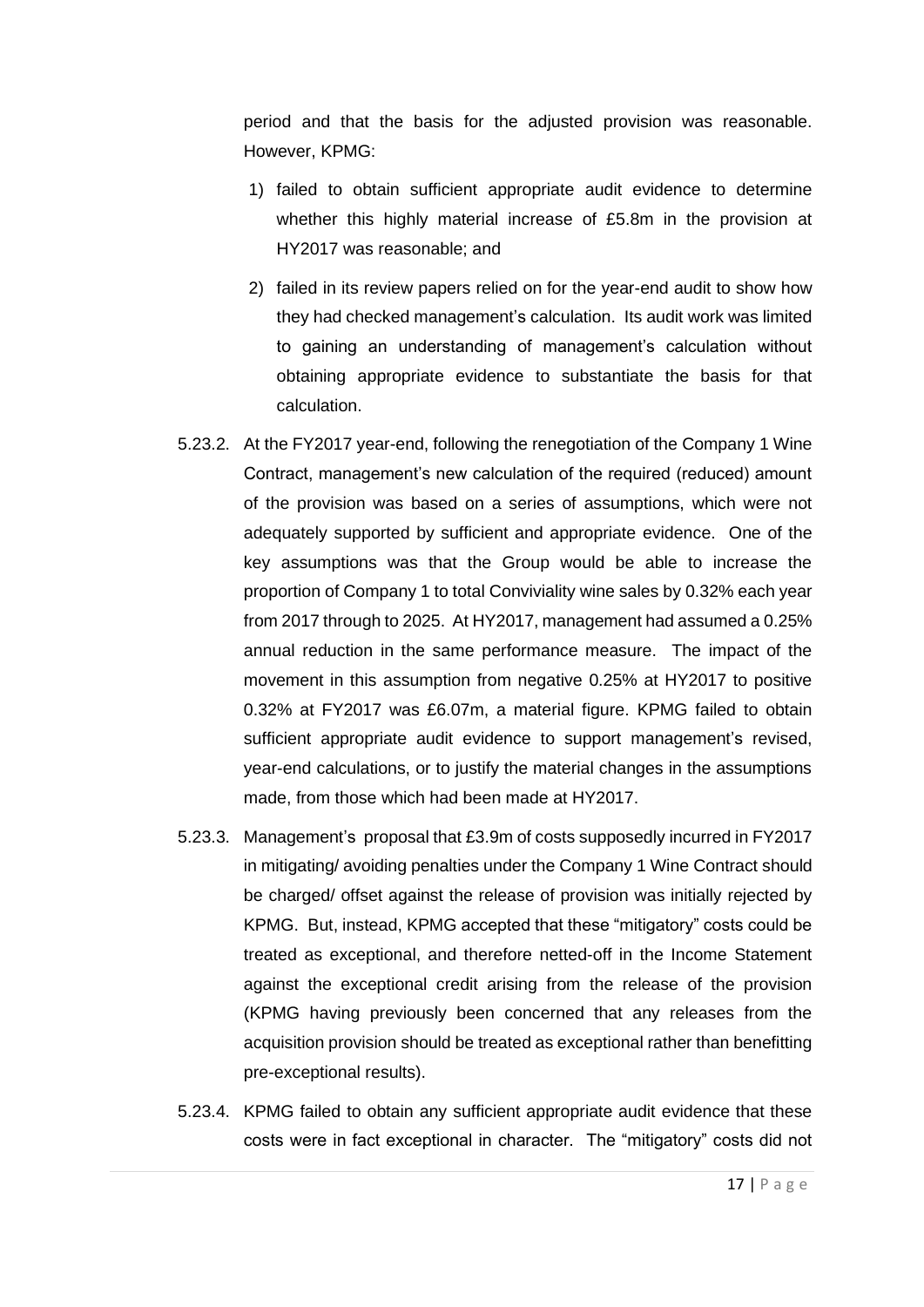period and that the basis for the adjusted provision was reasonable. However, KPMG:

1) failed to obtain sufficient appropriate audit evidence to determine whether this highly material increase of £5.8m in the provision at HY2017 was reasonable; and

2) failed in its review papers relied on for the year-end audit to show how they had checked management's calculation. Its audit work was limited to gaining an understanding of management's calculation without obtaining appropriate evidence to substantiate the basis for that calculation.

5.23.2. At the FY2017 year-end, following the renegotiation of the Company 1 Wine Contract, management's new calculation of the required (reduced) amount of the provision was based on a series of assumptions, which were not adequately supported by sufficient and appropriate evidence. One of the key assumptions was that the Group would be able to increase the proportion of Company 1 to total Conviviality wine sales by 0.32% each year from 2017 through to 2025. At HY2017, management had assumed a 0.25% annual reduction in the same performance measure. The impact of the movement in this assumption from negative 0.25% at HY2017 to positive 0.32% at FY2017 was £6.07m, a material figure. KPMG failed to obtain sufficient appropriate audit evidence to support management's revised, year-end calculations, or to justify the material changes in the assumptions made, from those which had been made at HY2017.

5.23.3. Management's proposal that £3.9m of costs supposedly incurred in FY2017 in mitigating/ avoiding penalties under the Company 1 Wine Contract should be charged/ offset against the release of provision was initially rejected by KPMG. But, instead, KPMG accepted that these "mitigatory" costs could be treated as exceptional, and therefore netted-off in the Income Statement against the exceptional credit arising from the release of the provision (KPMG having previously been concerned that any releases from the acquisition provision should be treated as exceptional rather than benefitting pre-exceptional results).

5.23.4. KPMG failed to obtain any sufficient appropriate audit evidence that these costs were in fact exceptional in character. The "mitigatory" costs did not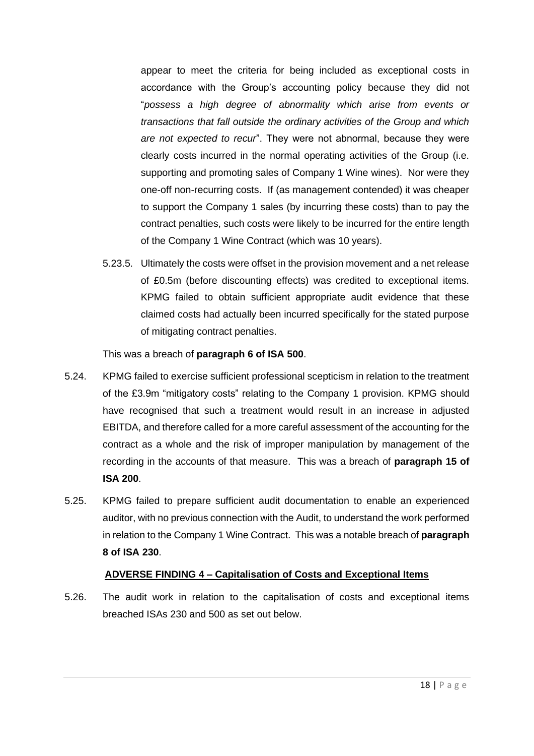appear to meet the criteria for being included as exceptional costs in accordance with the Group's accounting policy because they did not "*possess a high degree of abnormality which arise from events or transactions that fall outside the ordinary activities of the Group and which are not expected to recur*". They were not abnormal, because they were clearly costs incurred in the normal operating activities of the Group (i.e. supporting and promoting sales of Company 1 Wine wines). Nor were they one-off non-recurring costs. If (as management contended) it was cheaper to support the Company 1 sales (by incurring these costs) than to pay the contract penalties, such costs were likely to be incurred for the entire length of the Company 1 Wine Contract (which was 10 years).

5.23.5. Ultimately the costs were offset in the provision movement and a net release of £0.5m (before discounting effects) was credited to exceptional items. KPMG failed to obtain sufficient appropriate audit evidence that these claimed costs had actually been incurred specifically for the stated purpose of mitigating contract penalties.

This was a breach of **paragraph 6 of ISA 500**.

5.24. KPMG failed to exercise sufficient professional scepticism in relation to the treatment of the £3.9m "mitigatory costs" relating to the Company 1 provision. KPMG should have recognised that such a treatment would result in an increase in adjusted EBITDA, and therefore called for a more careful assessment of the accounting for the contract as a whole and the risk of improper manipulation by management of the recording in the accounts of that measure. This was a breach of **paragraph 15 of ISA 200**.

5.25. KPMG failed to prepare sufficient audit documentation to enable an experienced auditor, with no previous connection with the Audit, to understand the work performed in relation to the Company 1 Wine Contract. This was a notable breach of **paragraph 8 of ISA 230**.

## ADVERSE FINDING 4 – Capitalisation of Costs and Exceptional Items

5.26. The audit work in relation to the capitalisation of costs and exceptional items breached ISAs 230 and 500 as set out below.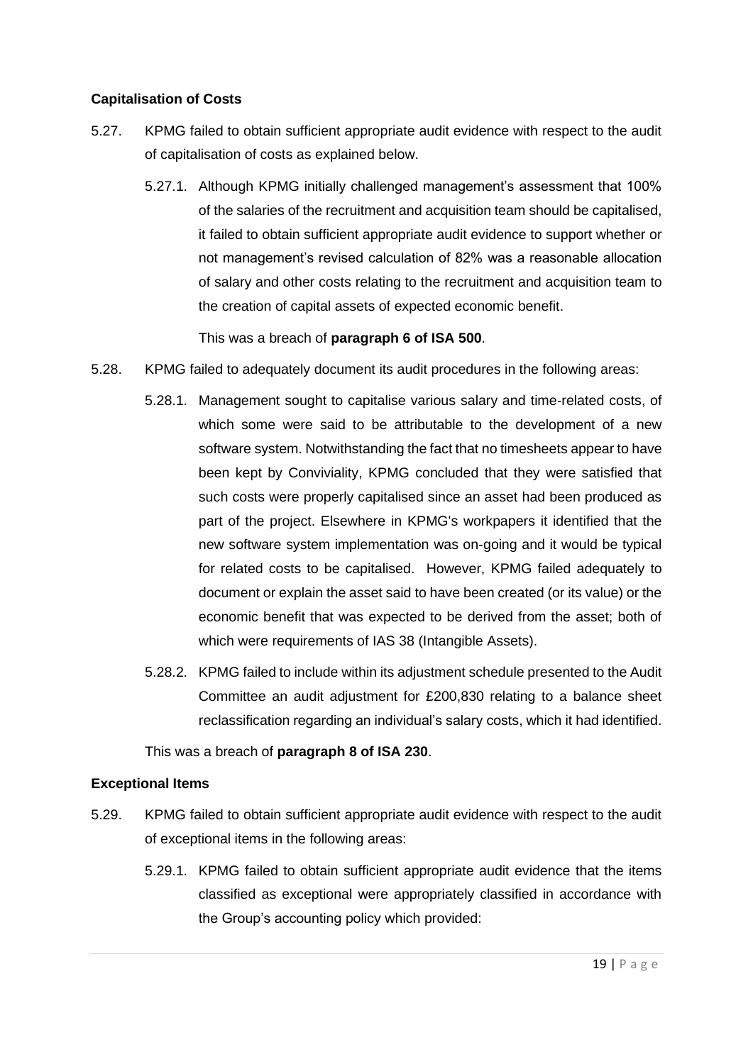**Capitalisation of Costs**

5.27. KPMG failed to obtain sufficient appropriate audit evidence with respect to the audit of capitalisation of costs as explained below.

5.27.1. Although KPMG initially challenged management's assessment that 100% of the salaries of the recruitment and acquisition team should be capitalised, it failed to obtain sufficient appropriate audit evidence to support whether or not management's revised calculation of 82% was a reasonable allocation of salary and other costs relating to the recruitment and acquisition team to the creation of capital assets of expected economic benefit.

This was a breach of **paragraph 6 of ISA 500**.

5.28. KPMG failed to adequately document its audit procedures in the following areas:

5.28.1. Management sought to capitalise various salary and time-related costs, of which some were said to be attributable to the development of a new software system. Notwithstanding the fact that no timesheets appear to have been kept by Conviviality, KPMG concluded that they were satisfied that such costs were properly capitalised since an asset had been produced as part of the project. Elsewhere in KPMG's workpapers it identified that the new software system implementation was on-going and it would be typical for related costs to be capitalised. However, KPMG failed adequately to document or explain the asset said to have been created (or its value) or the economic benefit that was expected to be derived from the asset; both of which were requirements of IAS 38 (Intangible Assets).

5.28.2. KPMG failed to include within its adjustment schedule presented to the Audit Committee an audit adjustment for £200,830 relating to a balance sheet reclassification regarding an individual's salary costs, which it had identified.

This was a breach of **paragraph 8 of ISA 230**.

**Exceptional Items**

5.29. KPMG failed to obtain sufficient appropriate audit evidence with respect to the audit of exceptional items in the following areas:

5.29.1. KPMG failed to obtain sufficient appropriate audit evidence that the items classified as exceptional were appropriately classified in accordance with the Group's accounting policy which provided: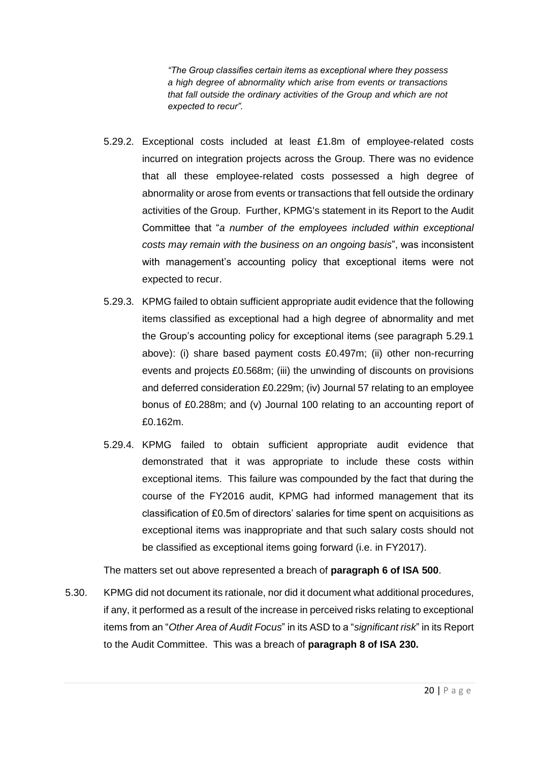> *"The Group classifies certain items as exceptional where they possess a high degree of abnormality which arise from events or transactions that fall outside the ordinary activities of the Group and which are not expected to recur".*

5.29.2. Exceptional costs included at least £1.8m of employee-related costs incurred on integration projects across the Group. There was no evidence that all these employee-related costs possessed a high degree of abnormality or arose from events or transactions that fell outside the ordinary activities of the Group. Further, KPMG's statement in its Report to the Audit Committee that "*a number of the employees included within exceptional costs may remain with the business on an ongoing basis*", was inconsistent with management's accounting policy that exceptional items were not expected to recur.

5.29.3. KPMG failed to obtain sufficient appropriate audit evidence that the following items classified as exceptional had a high degree of abnormality and met the Group's accounting policy for exceptional items (see paragraph 5.29.1 above): (i) share based payment costs £0.497m; (ii) other non-recurring events and projects £0.568m; (iii) the unwinding of discounts on provisions and deferred consideration £0.229m; (iv) Journal 57 relating to an employee bonus of £0.288m; and (v) Journal 100 relating to an accounting report of £0.162m.

5.29.4. KPMG failed to obtain sufficient appropriate audit evidence that demonstrated that it was appropriate to include these costs within exceptional items. This failure was compounded by the fact that during the course of the FY2016 audit, KPMG had informed management that its classification of £0.5m of directors' salaries for time spent on acquisitions as exceptional items was inappropriate and that such salary costs should not be classified as exceptional items going forward (i.e. in FY2017).

The matters set out above represented a breach of **paragraph 6 of ISA 500**.

5.30. KPMG did not document its rationale, nor did it document what additional procedures, if any, it performed as a result of the increase in perceived risks relating to exceptional items from an "*Other Area of Audit Focus*" in its ASD to a "*significant risk*" in its Report to the Audit Committee. This was a breach of **paragraph 8 of ISA 230.**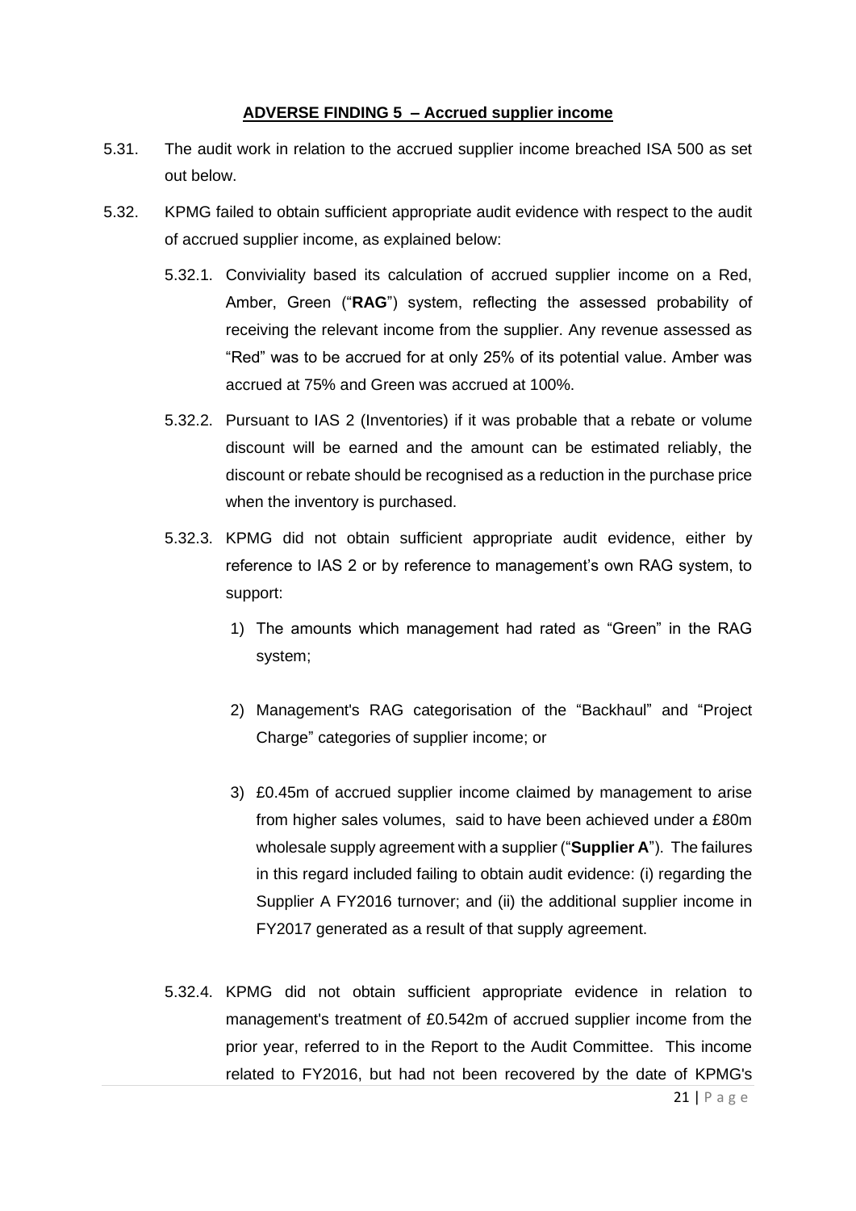**ADVERSE FINDING 5 – Accrued supplier income**

5.31. The audit work in relation to the accrued supplier income breached ISA 500 as set out below.

5.32. KPMG failed to obtain sufficient appropriate audit evidence with respect to the audit of accrued supplier income, as explained below:

5.32.1. Conviviality based its calculation of accrued supplier income on a Red, Amber, Green ("**RAG**") system, reflecting the assessed probability of receiving the relevant income from the supplier. Any revenue assessed as "Red" was to be accrued for at only 25% of its potential value. Amber was accrued at 75% and Green was accrued at 100%.

5.32.2. Pursuant to IAS 2 (Inventories) if it was probable that a rebate or volume discount will be earned and the amount can be estimated reliably, the discount or rebate should be recognised as a reduction in the purchase price when the inventory is purchased.

5.32.3. KPMG did not obtain sufficient appropriate audit evidence, either by reference to IAS 2 or by reference to management's own RAG system, to support:

1) The amounts which management had rated as "Green" in the RAG system;

2) Management's RAG categorisation of the "Backhaul" and "Project Charge" categories of supplier income; or

3) £0.45m of accrued supplier income claimed by management to arise from higher sales volumes, said to have been achieved under a £80m wholesale supply agreement with a supplier ("**Supplier A**"). The failures in this regard included failing to obtain audit evidence: (i) regarding the Supplier A FY2016 turnover; and (ii) the additional supplier income in FY2017 generated as a result of that supply agreement.

5.32.4. KPMG did not obtain sufficient appropriate evidence in relation to management's treatment of £0.542m of accrued supplier income from the prior year, referred to in the Report to the Audit Committee. This income related to FY2016, but had not been recovered by the date of KPMG's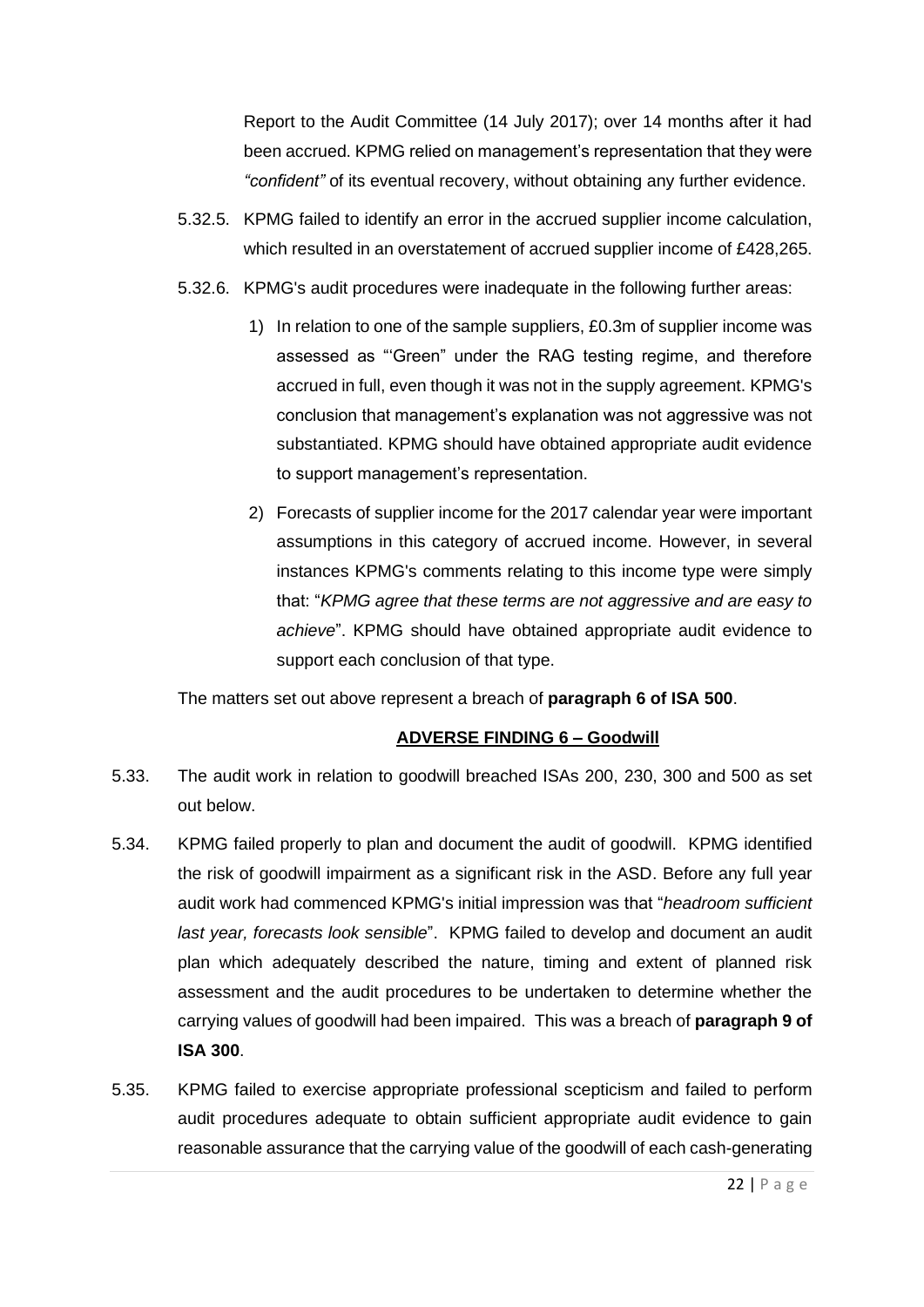Report to the Audit Committee (14 July 2017); over 14 months after it had been accrued. KPMG relied on management's representation that they were *"confident"* of its eventual recovery, without obtaining any further evidence.

5.32.5. KPMG failed to identify an error in the accrued supplier income calculation, which resulted in an overstatement of accrued supplier income of £428,265.

5.32.6. KPMG's audit procedures were inadequate in the following further areas:

1) In relation to one of the sample suppliers, £0.3m of supplier income was assessed as "'Green" under the RAG testing regime, and therefore accrued in full, even though it was not in the supply agreement. KPMG's conclusion that management's explanation was not aggressive was not substantiated. KPMG should have obtained appropriate audit evidence to support management's representation.

2) Forecasts of supplier income for the 2017 calendar year were important assumptions in this category of accrued income. However, in several instances KPMG's comments relating to this income type were simply that: "*KPMG agree that these terms are not aggressive and are easy to achieve*". KPMG should have obtained appropriate audit evidence to support each conclusion of that type.

The matters set out above represent a breach of **paragraph 6 of ISA 500**.

**ADVERSE FINDING 6 – Goodwill**

5.33. The audit work in relation to goodwill breached ISAs 200, 230, 300 and 500 as set out below.

5.34. KPMG failed properly to plan and document the audit of goodwill. KPMG identified the risk of goodwill impairment as a significant risk in the ASD. Before any full year audit work had commenced KPMG's initial impression was that "*headroom sufficient last year, forecasts look sensible*". KPMG failed to develop and document an audit plan which adequately described the nature, timing and extent of planned risk assessment and the audit procedures to be undertaken to determine whether the carrying values of goodwill had been impaired. This was a breach of **paragraph 9 of ISA 300**.

5.35. KPMG failed to exercise appropriate professional scepticism and failed to perform audit procedures adequate to obtain sufficient appropriate audit evidence to gain reasonable assurance that the carrying value of the goodwill of each cash-generating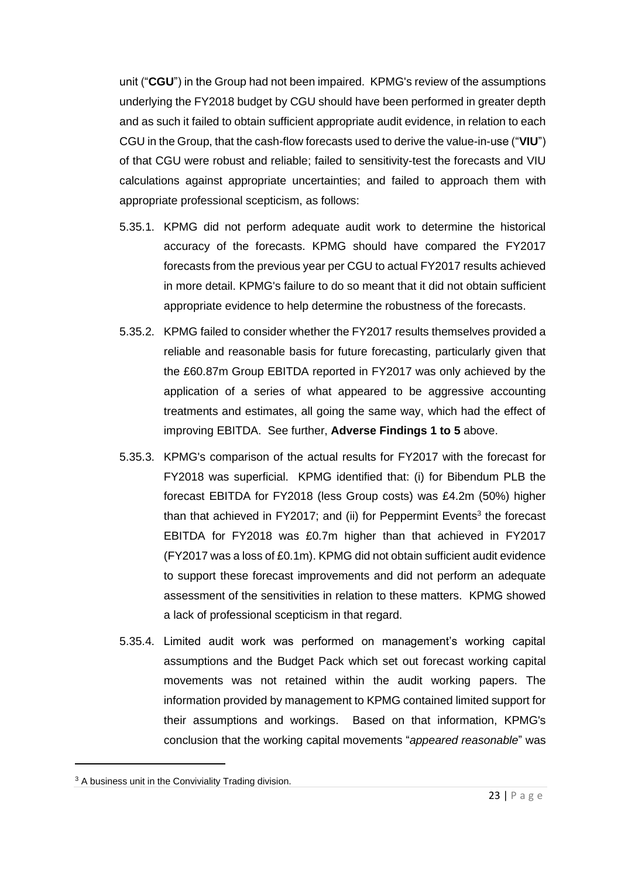unit ("**CGU**") in the Group had not been impaired. KPMG's review of the assumptions underlying the FY2018 budget by CGU should have been performed in greater depth and as such it failed to obtain sufficient appropriate audit evidence, in relation to each CGU in the Group, that the cash-flow forecasts used to derive the value-in-use ("**VIU**") of that CGU were robust and reliable; failed to sensitivity-test the forecasts and VIU calculations against appropriate uncertainties; and failed to approach them with appropriate professional scepticism, as follows:

5.35.1. KPMG did not perform adequate audit work to determine the historical accuracy of the forecasts. KPMG should have compared the FY2017 forecasts from the previous year per CGU to actual FY2017 results achieved in more detail. KPMG's failure to do so meant that it did not obtain sufficient appropriate evidence to help determine the robustness of the forecasts.

5.35.2. KPMG failed to consider whether the FY2017 results themselves provided a reliable and reasonable basis for future forecasting, particularly given that the £60.87m Group EBITDA reported in FY2017 was only achieved by the application of a series of what appeared to be aggressive accounting treatments and estimates, all going the same way, which had the effect of improving EBITDA. See further, **Adverse Findings 1 to 5** above.

5.35.3. KPMG's comparison of the actual results for FY2017 with the forecast for FY2018 was superficial. KPMG identified that: (i) for Bibendum PLB the forecast EBITDA for FY2018 (less Group costs) was £4.2m (50%) higher than that achieved in FY2017; and (ii) for Peppermint Events[3] the forecast EBITDA for FY2018 was £0.7m higher than that achieved in FY2017 (FY2017 was a loss of £0.1m). KPMG did not obtain sufficient audit evidence to support these forecast improvements and did not perform an adequate assessment of the sensitivities in relation to these matters. KPMG showed a lack of professional scepticism in that regard.

5.35.4. Limited audit work was performed on management's working capital assumptions and the Budget Pack which set out forecast working capital movements was not retained within the audit working papers. The information provided by management to KPMG contained limited support for their assumptions and workings. Based on that information, KPMG's conclusion that the working capital movements "*appeared reasonable*" was

[3] A business unit in the Conviviality Trading division.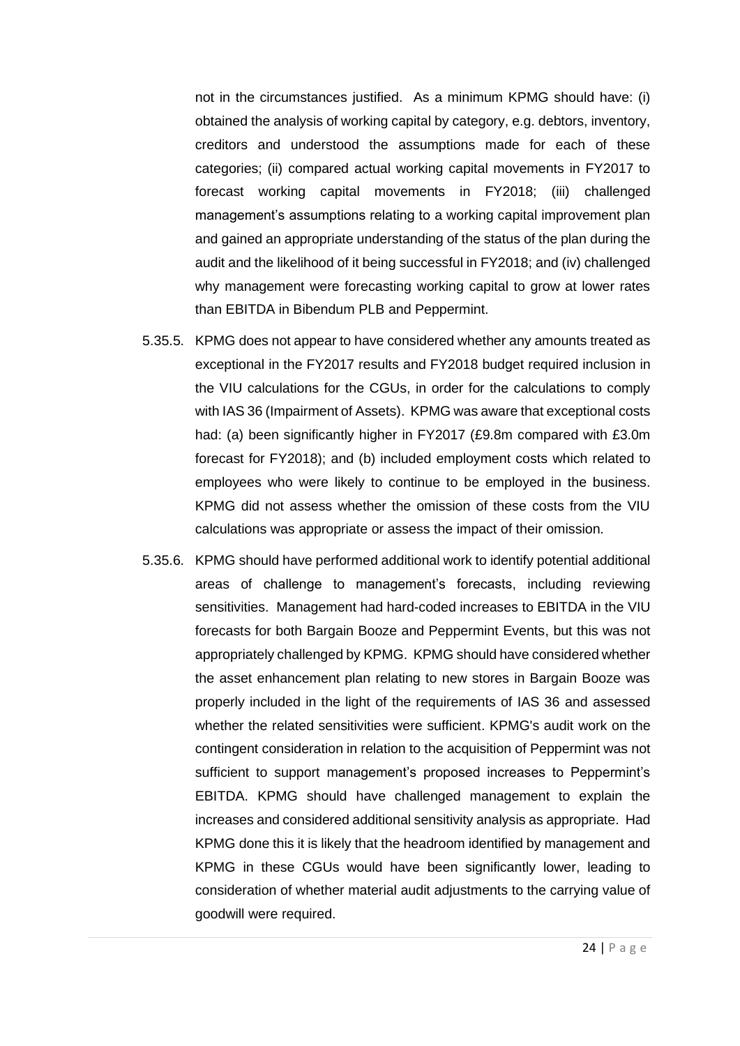not in the circumstances justified. As a minimum KPMG should have: (i) obtained the analysis of working capital by category, e.g. debtors, inventory, creditors and understood the assumptions made for each of these categories; (ii) compared actual working capital movements in FY2017 to forecast working capital movements in FY2018; (iii) challenged management's assumptions relating to a working capital improvement plan and gained an appropriate understanding of the status of the plan during the audit and the likelihood of it being successful in FY2018; and (iv) challenged why management were forecasting working capital to grow at lower rates than EBITDA in Bibendum PLB and Peppermint.

5.35.5. KPMG does not appear to have considered whether any amounts treated as exceptional in the FY2017 results and FY2018 budget required inclusion in the VIU calculations for the CGUs, in order for the calculations to comply with IAS 36 (Impairment of Assets). KPMG was aware that exceptional costs had: (a) been significantly higher in FY2017 (£9.8m compared with £3.0m forecast for FY2018); and (b) included employment costs which related to employees who were likely to continue to be employed in the business. KPMG did not assess whether the omission of these costs from the VIU calculations was appropriate or assess the impact of their omission.

5.35.6. KPMG should have performed additional work to identify potential additional areas of challenge to management's forecasts, including reviewing sensitivities. Management had hard-coded increases to EBITDA in the VIU forecasts for both Bargain Booze and Peppermint Events, but this was not appropriately challenged by KPMG. KPMG should have considered whether the asset enhancement plan relating to new stores in Bargain Booze was properly included in the light of the requirements of IAS 36 and assessed whether the related sensitivities were sufficient. KPMG's audit work on the contingent consideration in relation to the acquisition of Peppermint was not sufficient to support management's proposed increases to Peppermint's EBITDA. KPMG should have challenged management to explain the increases and considered additional sensitivity analysis as appropriate. Had KPMG done this it is likely that the headroom identified by management and KPMG in these CGUs would have been significantly lower, leading to consideration of whether material audit adjustments to the carrying value of goodwill were required.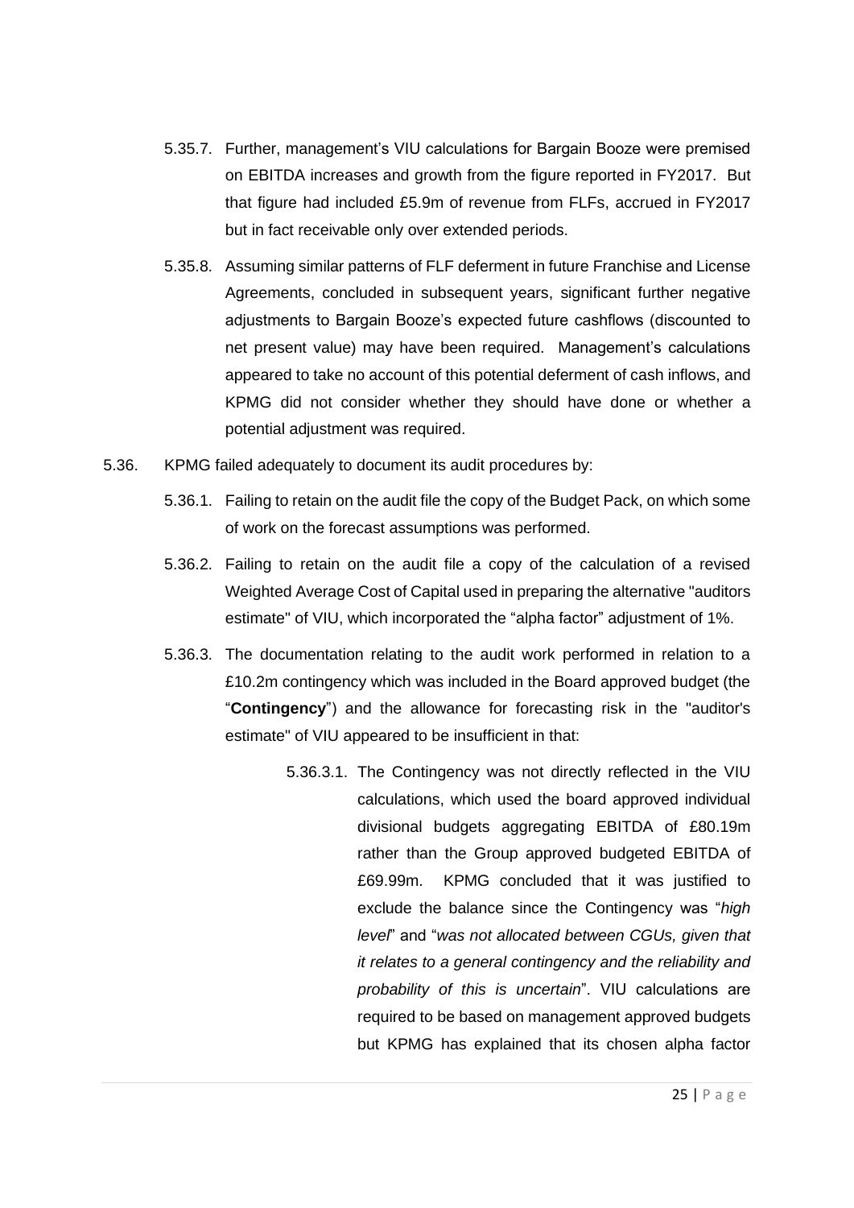5.35.7. Further, management's VIU calculations for Bargain Booze were premised on EBITDA increases and growth from the figure reported in FY2017. But that figure had included £5.9m of revenue from FLFs, accrued in FY2017 but in fact receivable only over extended periods.

5.35.8. Assuming similar patterns of FLF deferment in future Franchise and License Agreements, concluded in subsequent years, significant further negative adjustments to Bargain Booze's expected future cashflows (discounted to net present value) may have been required. Management's calculations appeared to take no account of this potential deferment of cash inflows, and KPMG did not consider whether they should have done or whether a potential adjustment was required.

5.36. KPMG failed adequately to document its audit procedures by:

5.36.1. Failing to retain on the audit file the copy of the Budget Pack, on which some of work on the forecast assumptions was performed.

5.36.2. Failing to retain on the audit file a copy of the calculation of a revised Weighted Average Cost of Capital used in preparing the alternative "auditors estimate" of VIU, which incorporated the "alpha factor" adjustment of 1%.

5.36.3. The documentation relating to the audit work performed in relation to a £10.2m contingency which was included in the Board approved budget (the "**Contingency**") and the allowance for forecasting risk in the "auditor's estimate" of VIU appeared to be insufficient in that:

5.36.3.1. The Contingency was not directly reflected in the VIU calculations, which used the board approved individual divisional budgets aggregating EBITDA of £80.19m rather than the Group approved budgeted EBITDA of £69.99m. KPMG concluded that it was justified to exclude the balance since the Contingency was "*high level*" and "*was not allocated between CGUs, given that it relates to a general contingency and the reliability and probability of this is uncertain*". VIU calculations are required to be based on management approved budgets but KPMG has explained that its chosen alpha factor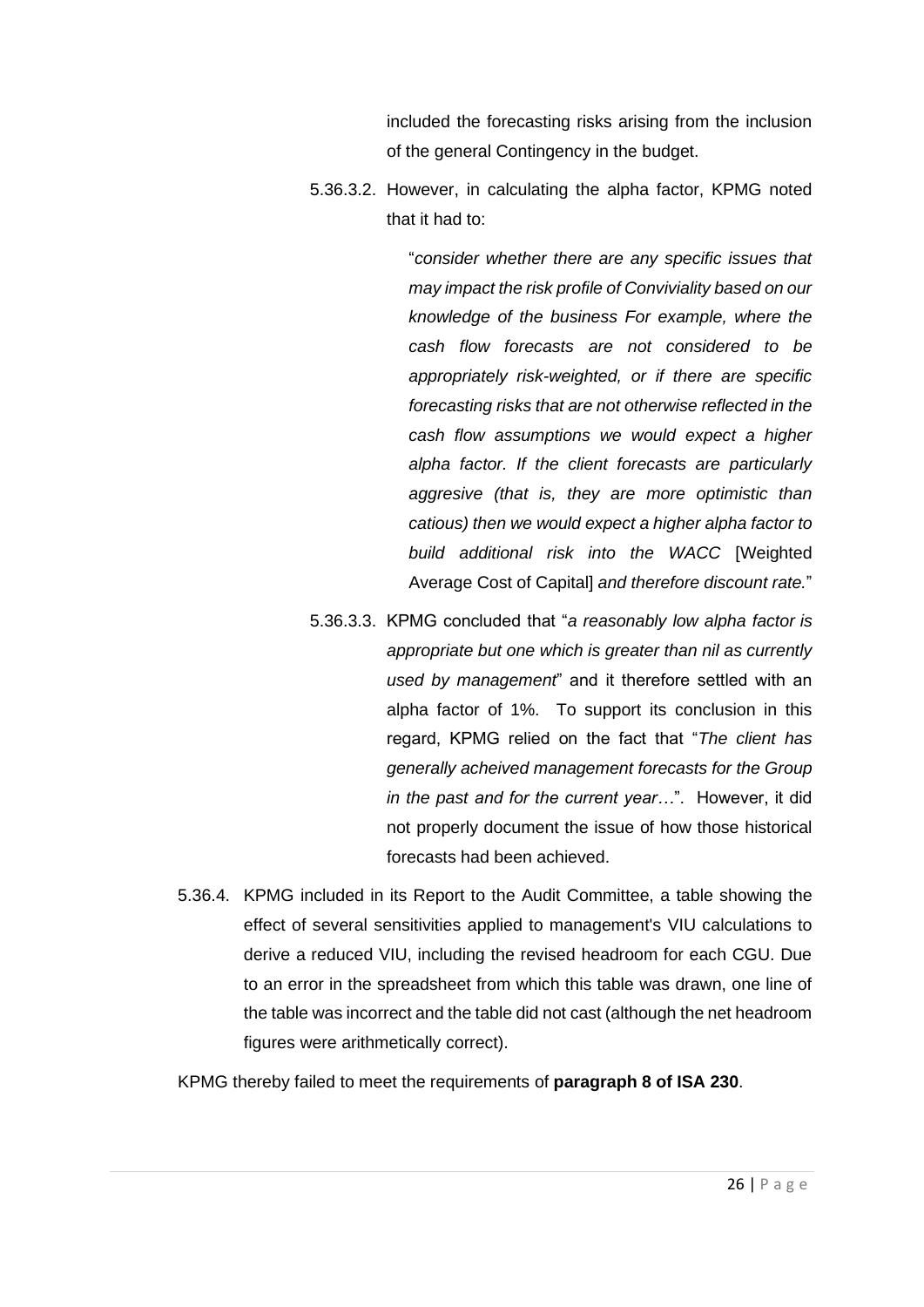included the forecasting risks arising from the inclusion of the general Contingency in the budget.

5.36.3.2. However, in calculating the alpha factor, KPMG noted that it had to:

> "*consider whether there are any specific issues that may impact the risk profile of Conviviality based on our knowledge of the business For example, where the cash flow forecasts are not considered to be appropriately risk-weighted, or if there are specific forecasting risks that are not otherwise reflected in the cash flow assumptions we would expect a higher alpha factor. If the client forecasts are particularly aggresive (that is, they are more optimistic than catious) then we would expect a higher alpha factor to build additional risk into the WACC* [Weighted Average Cost of Capital] *and therefore discount rate.*"

5.36.3.3. KPMG concluded that "*a reasonably low alpha factor is appropriate but one which is greater than nil as currently used by management*" and it therefore settled with an alpha factor of 1%. To support its conclusion in this regard, KPMG relied on the fact that "*The client has generally acheived management forecasts for the Group in the past and for the current year…*". However, it did not properly document the issue of how those historical forecasts had been achieved.

5.36.4. KPMG included in its Report to the Audit Committee, a table showing the effect of several sensitivities applied to management's VIU calculations to derive a reduced VIU, including the revised headroom for each CGU. Due to an error in the spreadsheet from which this table was drawn, one line of the table was incorrect and the table did not cast (although the net headroom figures were arithmetically correct).

KPMG thereby failed to meet the requirements of **paragraph 8 of ISA 230**.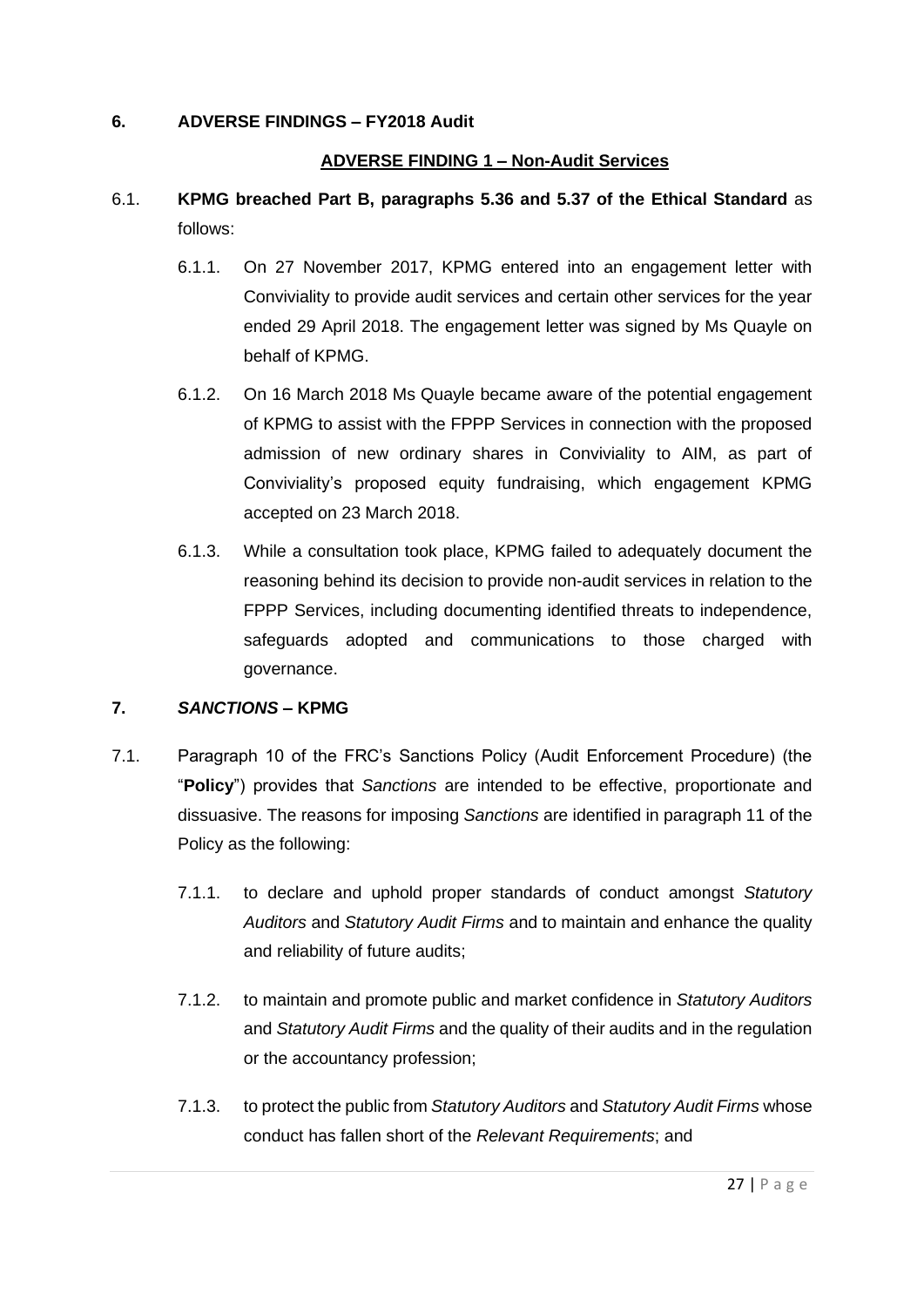## 6. ADVERSE FINDINGS – FY2018 Audit

### ADVERSE FINDING 1 – Non-Audit Services

6.1. **KPMG breached Part B, paragraphs 5.36 and 5.37 of the Ethical Standard** as follows:

6.1.1. On 27 November 2017, KPMG entered into an engagement letter with Conviviality to provide audit services and certain other services for the year ended 29 April 2018. The engagement letter was signed by Ms Quayle on behalf of KPMG.

6.1.2. On 16 March 2018 Ms Quayle became aware of the potential engagement of KPMG to assist with the FPPP Services in connection with the proposed admission of new ordinary shares in Conviviality to AIM, as part of Conviviality's proposed equity fundraising, which engagement KPMG accepted on 23 March 2018.

6.1.3. While a consultation took place, KPMG failed to adequately document the reasoning behind its decision to provide non-audit services in relation to the FPPP Services, including documenting identified threats to independence, safeguards adopted and communications to those charged with governance.

## 7. *SANCTIONS* – KPMG

7.1. Paragraph 10 of the FRC's Sanctions Policy (Audit Enforcement Procedure) (the "**Policy**") provides that *Sanctions* are intended to be effective, proportionate and dissuasive. The reasons for imposing *Sanctions* are identified in paragraph 11 of the Policy as the following:

7.1.1. to declare and uphold proper standards of conduct amongst *Statutory Auditors* and *Statutory Audit Firms* and to maintain and enhance the quality and reliability of future audits;

7.1.2. to maintain and promote public and market confidence in *Statutory Auditors* and *Statutory Audit Firms* and the quality of their audits and in the regulation or the accountancy profession;

7.1.3. to protect the public from *Statutory Auditors* and *Statutory Audit Firms* whose conduct has fallen short of the *Relevant Requirements*; and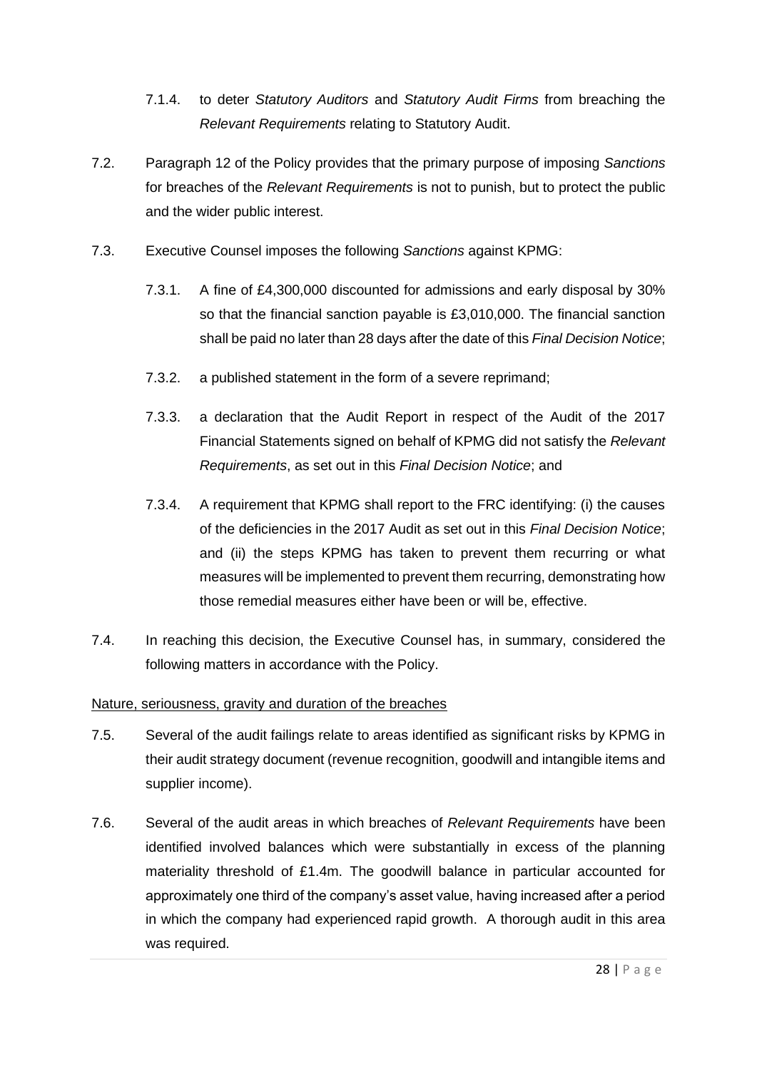7.1.4. to deter *Statutory Auditors* and *Statutory Audit Firms* from breaching the *Relevant Requirements* relating to Statutory Audit.

7.2. Paragraph 12 of the Policy provides that the primary purpose of imposing *Sanctions* for breaches of the *Relevant Requirements* is not to punish, but to protect the public and the wider public interest.

7.3. Executive Counsel imposes the following *Sanctions* against KPMG:

7.3.1. A fine of £4,300,000 discounted for admissions and early disposal by 30% so that the financial sanction payable is £3,010,000. The financial sanction shall be paid no later than 28 days after the date of this *Final Decision Notice*;

7.3.2. a published statement in the form of a severe reprimand;

7.3.3. a declaration that the Audit Report in respect of the Audit of the 2017 Financial Statements signed on behalf of KPMG did not satisfy the *Relevant Requirements*, as set out in this *Final Decision Notice*; and

7.3.4. A requirement that KPMG shall report to the FRC identifying: (i) the causes of the deficiencies in the 2017 Audit as set out in this *Final Decision Notice*; and (ii) the steps KPMG has taken to prevent them recurring or what measures will be implemented to prevent them recurring, demonstrating how those remedial measures either have been or will be, effective.

7.4. In reaching this decision, the Executive Counsel has, in summary, considered the following matters in accordance with the Policy.

Nature, seriousness, gravity and duration of the breaches

7.5. Several of the audit failings relate to areas identified as significant risks by KPMG in their audit strategy document (revenue recognition, goodwill and intangible items and supplier income).

7.6. Several of the audit areas in which breaches of *Relevant Requirements* have been identified involved balances which were substantially in excess of the planning materiality threshold of £1.4m. The goodwill balance in particular accounted for approximately one third of the company's asset value, having increased after a period in which the company had experienced rapid growth. A thorough audit in this area was required.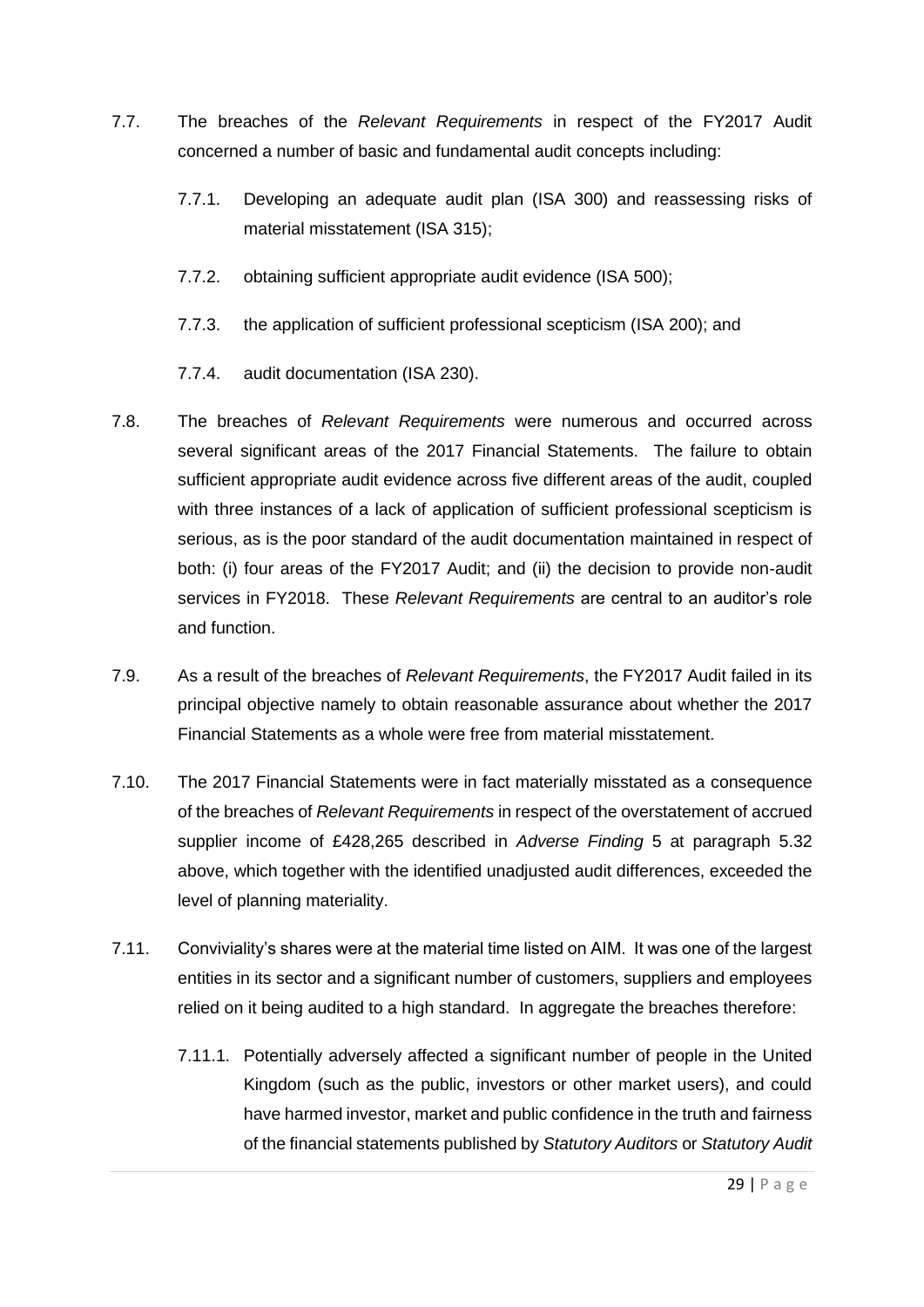7.7. The breaches of the *Relevant Requirements* in respect of the FY2017 Audit concerned a number of basic and fundamental audit concepts including:

  7.7.1. Developing an adequate audit plan (ISA 300) and reassessing risks of material misstatement (ISA 315);

  7.7.2. obtaining sufficient appropriate audit evidence (ISA 500);

  7.7.3. the application of sufficient professional scepticism (ISA 200); and

  7.7.4. audit documentation (ISA 230).

7.8. The breaches of *Relevant Requirements* were numerous and occurred across several significant areas of the 2017 Financial Statements. The failure to obtain sufficient appropriate audit evidence across five different areas of the audit, coupled with three instances of a lack of application of sufficient professional scepticism is serious, as is the poor standard of the audit documentation maintained in respect of both: (i) four areas of the FY2017 Audit; and (ii) the decision to provide non-audit services in FY2018. These *Relevant Requirements* are central to an auditor's role and function.

7.9. As a result of the breaches of *Relevant Requirements*, the FY2017 Audit failed in its principal objective namely to obtain reasonable assurance about whether the 2017 Financial Statements as a whole were free from material misstatement.

7.10. The 2017 Financial Statements were in fact materially misstated as a consequence of the breaches of *Relevant Requirements* in respect of the overstatement of accrued supplier income of £428,265 described in *Adverse Finding* 5 at paragraph 5.32 above, which together with the identified unadjusted audit differences, exceeded the level of planning materiality.

7.11. Conviviality's shares were at the material time listed on AIM. It was one of the largest entities in its sector and a significant number of customers, suppliers and employees relied on it being audited to a high standard. In aggregate the breaches therefore:

  7.11.1. Potentially adversely affected a significant number of people in the United Kingdom (such as the public, investors or other market users), and could have harmed investor, market and public confidence in the truth and fairness of the financial statements published by *Statutory Auditors* or *Statutory Audit*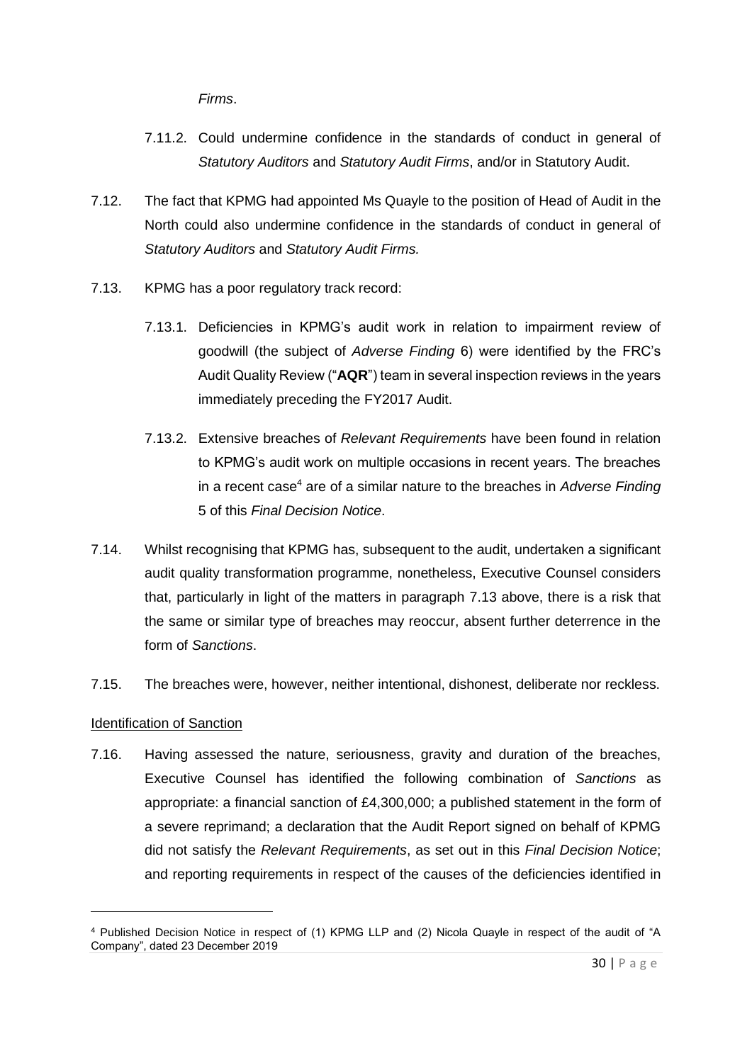*Firms*.

7.11.2. Could undermine confidence in the standards of conduct in general of *Statutory Auditors* and *Statutory Audit Firms*, and/or in Statutory Audit.

7.12. The fact that KPMG had appointed Ms Quayle to the position of Head of Audit in the North could also undermine confidence in the standards of conduct in general of *Statutory Auditors* and *Statutory Audit Firms.*

7.13. KPMG has a poor regulatory track record:

7.13.1. Deficiencies in KPMG's audit work in relation to impairment review of goodwill (the subject of *Adverse Finding* 6) were identified by the FRC's Audit Quality Review ("**AQR**") team in several inspection reviews in the years immediately preceding the FY2017 Audit.

7.13.2. Extensive breaches of *Relevant Requirements* have been found in relation to KPMG's audit work on multiple occasions in recent years. The breaches in a recent case[4] are of a similar nature to the breaches in *Adverse Finding* 5 of this *Final Decision Notice*.

7.14. Whilst recognising that KPMG has, subsequent to the audit, undertaken a significant audit quality transformation programme, nonetheless, Executive Counsel considers that, particularly in light of the matters in paragraph 7.13 above, there is a risk that the same or similar type of breaches may reoccur, absent further deterrence in the form of *Sanctions*.

7.15. The breaches were, however, neither intentional, dishonest, deliberate nor reckless.

Identification of Sanction

7.16. Having assessed the nature, seriousness, gravity and duration of the breaches, Executive Counsel has identified the following combination of *Sanctions* as appropriate: a financial sanction of £4,300,000; a published statement in the form of a severe reprimand; a declaration that the Audit Report signed on behalf of KPMG did not satisfy the *Relevant Requirements*, as set out in this *Final Decision Notice*; and reporting requirements in respect of the causes of the deficiencies identified in

[4] Published Decision Notice in respect of (1) KPMG LLP and (2) Nicola Quayle in respect of the audit of "A Company", dated 23 December 2019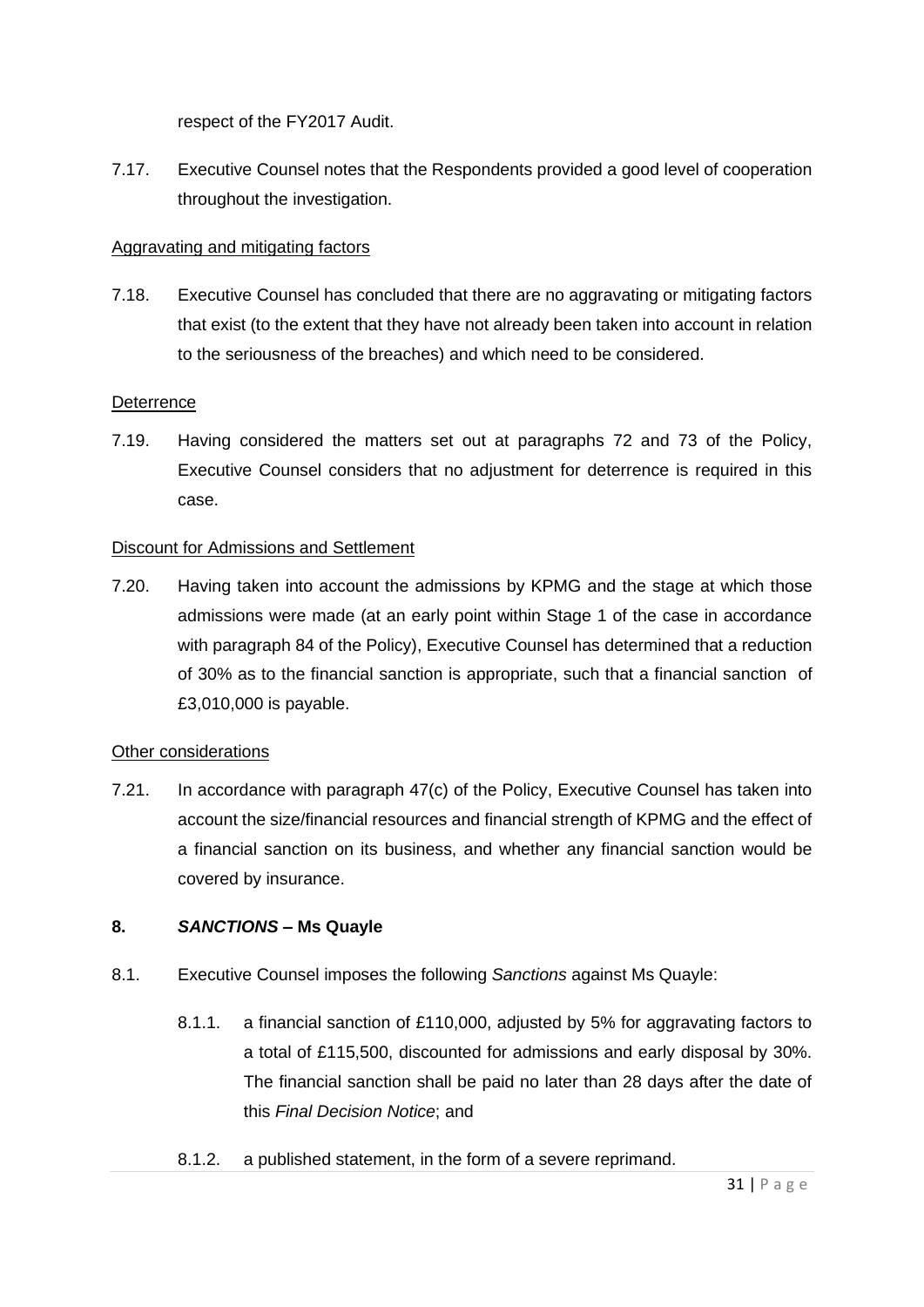respect of the FY2017 Audit.

7.17. Executive Counsel notes that the Respondents provided a good level of cooperation throughout the investigation.

Aggravating and mitigating factors

7.18. Executive Counsel has concluded that there are no aggravating or mitigating factors that exist (to the extent that they have not already been taken into account in relation to the seriousness of the breaches) and which need to be considered.

Deterrence

7.19. Having considered the matters set out at paragraphs 72 and 73 of the Policy, Executive Counsel considers that no adjustment for deterrence is required in this case.

Discount for Admissions and Settlement

7.20. Having taken into account the admissions by KPMG and the stage at which those admissions were made (at an early point within Stage 1 of the case in accordance with paragraph 84 of the Policy), Executive Counsel has determined that a reduction of 30% as to the financial sanction is appropriate, such that a financial sanction of £3,010,000 is payable.

Other considerations

7.21. In accordance with paragraph 47(c) of the Policy, Executive Counsel has taken into account the size/financial resources and financial strength of KPMG and the effect of a financial sanction on its business, and whether any financial sanction would be covered by insurance.

## 8. *SANCTIONS* – Ms Quayle

8.1. Executive Counsel imposes the following *Sanctions* against Ms Quayle:

8.1.1. a financial sanction of £110,000, adjusted by 5% for aggravating factors to a total of £115,500, discounted for admissions and early disposal by 30%. The financial sanction shall be paid no later than 28 days after the date of this *Final Decision Notice*; and

8.1.2. a published statement, in the form of a severe reprimand.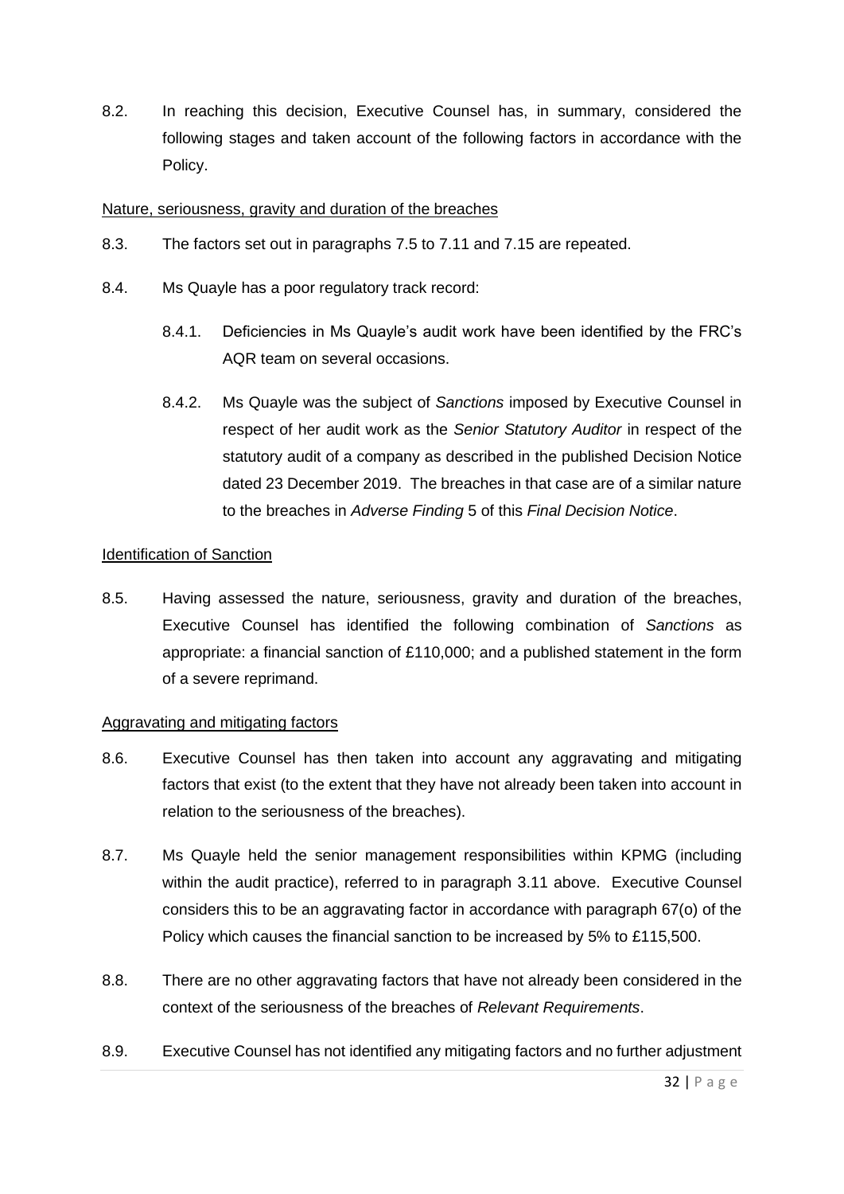8.2. In reaching this decision, Executive Counsel has, in summary, considered the following stages and taken account of the following factors in accordance with the Policy.

Nature, seriousness, gravity and duration of the breaches

8.3. The factors set out in paragraphs 7.5 to 7.11 and 7.15 are repeated.

8.4. Ms Quayle has a poor regulatory track record:

8.4.1. Deficiencies in Ms Quayle's audit work have been identified by the FRC's AQR team on several occasions.

8.4.2. Ms Quayle was the subject of *Sanctions* imposed by Executive Counsel in respect of her audit work as the *Senior Statutory Auditor* in respect of the statutory audit of a company as described in the published Decision Notice dated 23 December 2019. The breaches in that case are of a similar nature to the breaches in *Adverse Finding* 5 of this *Final Decision Notice*.

Identification of Sanction

8.5. Having assessed the nature, seriousness, gravity and duration of the breaches, Executive Counsel has identified the following combination of *Sanctions* as appropriate: a financial sanction of £110,000; and a published statement in the form of a severe reprimand.

Aggravating and mitigating factors

8.6. Executive Counsel has then taken into account any aggravating and mitigating factors that exist (to the extent that they have not already been taken into account in relation to the seriousness of the breaches).

8.7. Ms Quayle held the senior management responsibilities within KPMG (including within the audit practice), referred to in paragraph 3.11 above. Executive Counsel considers this to be an aggravating factor in accordance with paragraph 67(o) of the Policy which causes the financial sanction to be increased by 5% to £115,500.

8.8. There are no other aggravating factors that have not already been considered in the context of the seriousness of the breaches of *Relevant Requirements*.

8.9. Executive Counsel has not identified any mitigating factors and no further adjustment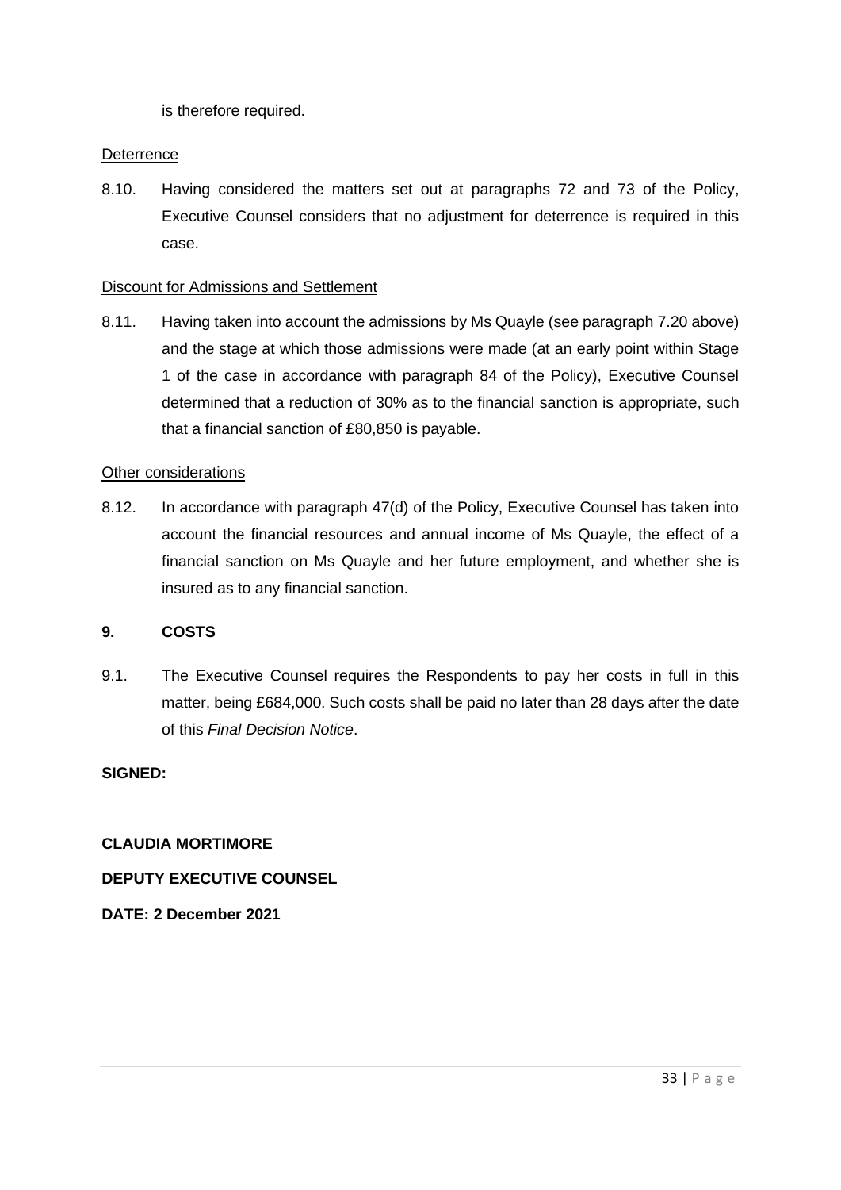is therefore required.

Deterrence

8.10. Having considered the matters set out at paragraphs 72 and 73 of the Policy, Executive Counsel considers that no adjustment for deterrence is required in this case.

Discount for Admissions and Settlement

8.11. Having taken into account the admissions by Ms Quayle (see paragraph 7.20 above) and the stage at which those admissions were made (at an early point within Stage 1 of the case in accordance with paragraph 84 of the Policy), Executive Counsel determined that a reduction of 30% as to the financial sanction is appropriate, such that a financial sanction of £80,850 is payable.

Other considerations

8.12. In accordance with paragraph 47(d) of the Policy, Executive Counsel has taken into account the financial resources and annual income of Ms Quayle, the effect of a financial sanction on Ms Quayle and her future employment, and whether she is insured as to any financial sanction.

## 9. COSTS

9.1. The Executive Counsel requires the Respondents to pay her costs in full in this matter, being £684,000. Such costs shall be paid no later than 28 days after the date of this *Final Decision Notice*.

**SIGNED:**

**CLAUDIA MORTIMORE**

**DEPUTY EXECUTIVE COUNSEL**

**DATE: 2 December 2021**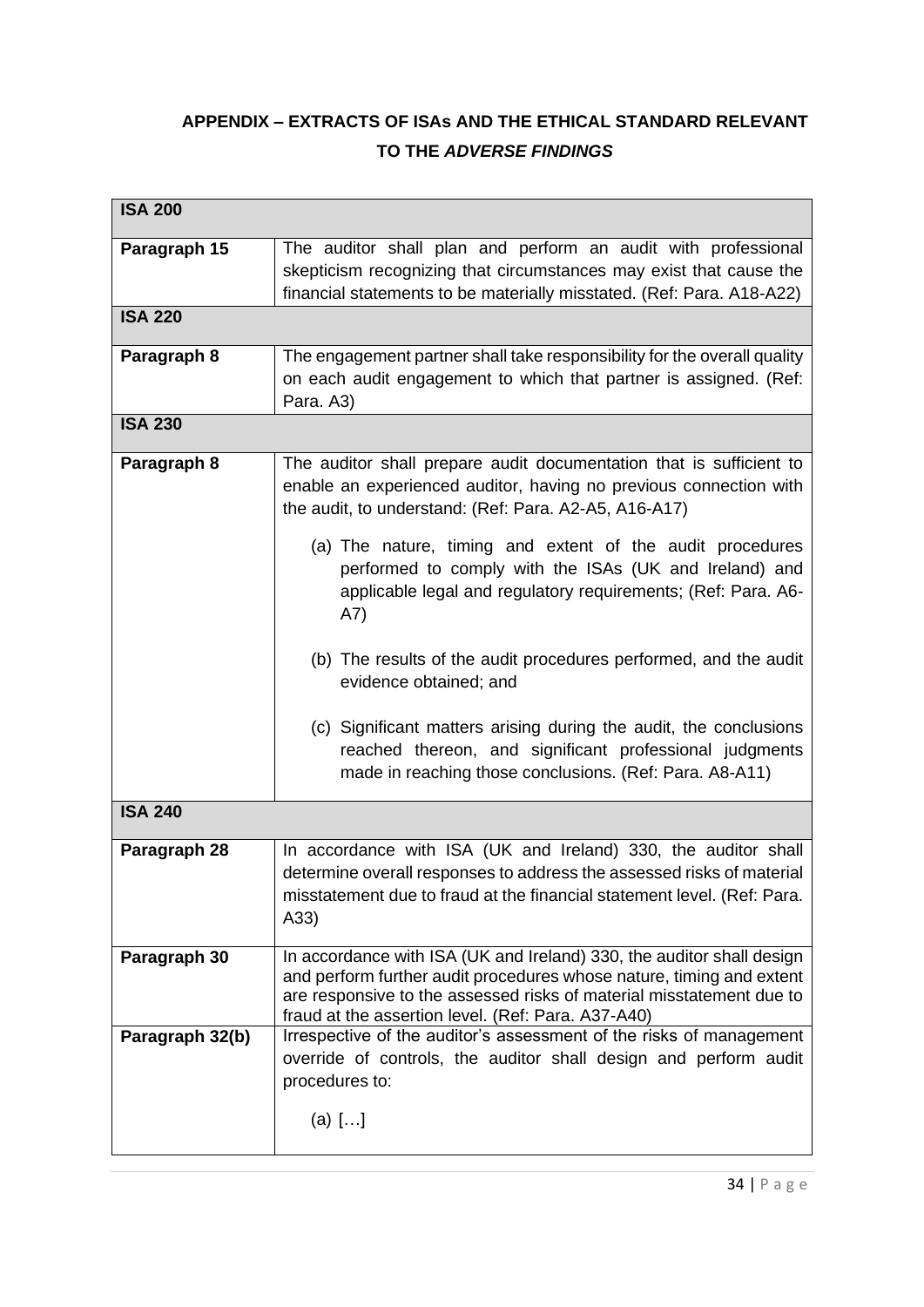## APPENDIX – EXTRACTS OF ISAs AND THE ETHICAL STANDARD RELEVANT TO THE *ADVERSE FINDINGS*

| **ISA 200** | |
|---|---|
| **Paragraph 15** | The auditor shall plan and perform an audit with professional skepticism recognizing that circumstances may exist that cause the financial statements to be materially misstated. (Ref: Para. A18-A22) |
| **ISA 220** | |
| **Paragraph 8** | The engagement partner shall take responsibility for the overall quality on each audit engagement to which that partner is assigned. (Ref: Para. A3) |
| **ISA 230** | |
| **Paragraph 8** | The auditor shall prepare audit documentation that is sufficient to enable an experienced auditor, having no previous connection with the audit, to understand: (Ref: Para. A2-A5, A16-A17)<br><br>(a) The nature, timing and extent of the audit procedures performed to comply with the ISAs (UK and Ireland) and applicable legal and regulatory requirements; (Ref: Para. A6-A7)<br><br>(b) The results of the audit procedures performed, and the audit evidence obtained; and<br><br>(c) Significant matters arising during the audit, the conclusions reached thereon, and significant professional judgments made in reaching those conclusions. (Ref: Para. A8-A11) |
| **ISA 240** | |
| **Paragraph 28** | In accordance with ISA (UK and Ireland) 330, the auditor shall determine overall responses to address the assessed risks of material misstatement due to fraud at the financial statement level. (Ref: Para. A33) |
| **Paragraph 30** | In accordance with ISA (UK and Ireland) 330, the auditor shall design and perform further audit procedures whose nature, timing and extent are responsive to the assessed risks of material misstatement due to fraud at the assertion level. (Ref: Para. A37-A40) |
| **Paragraph 32(b)** | Irrespective of the auditor's assessment of the risks of management override of controls, the auditor shall design and perform audit procedures to:<br><br>(a) […] |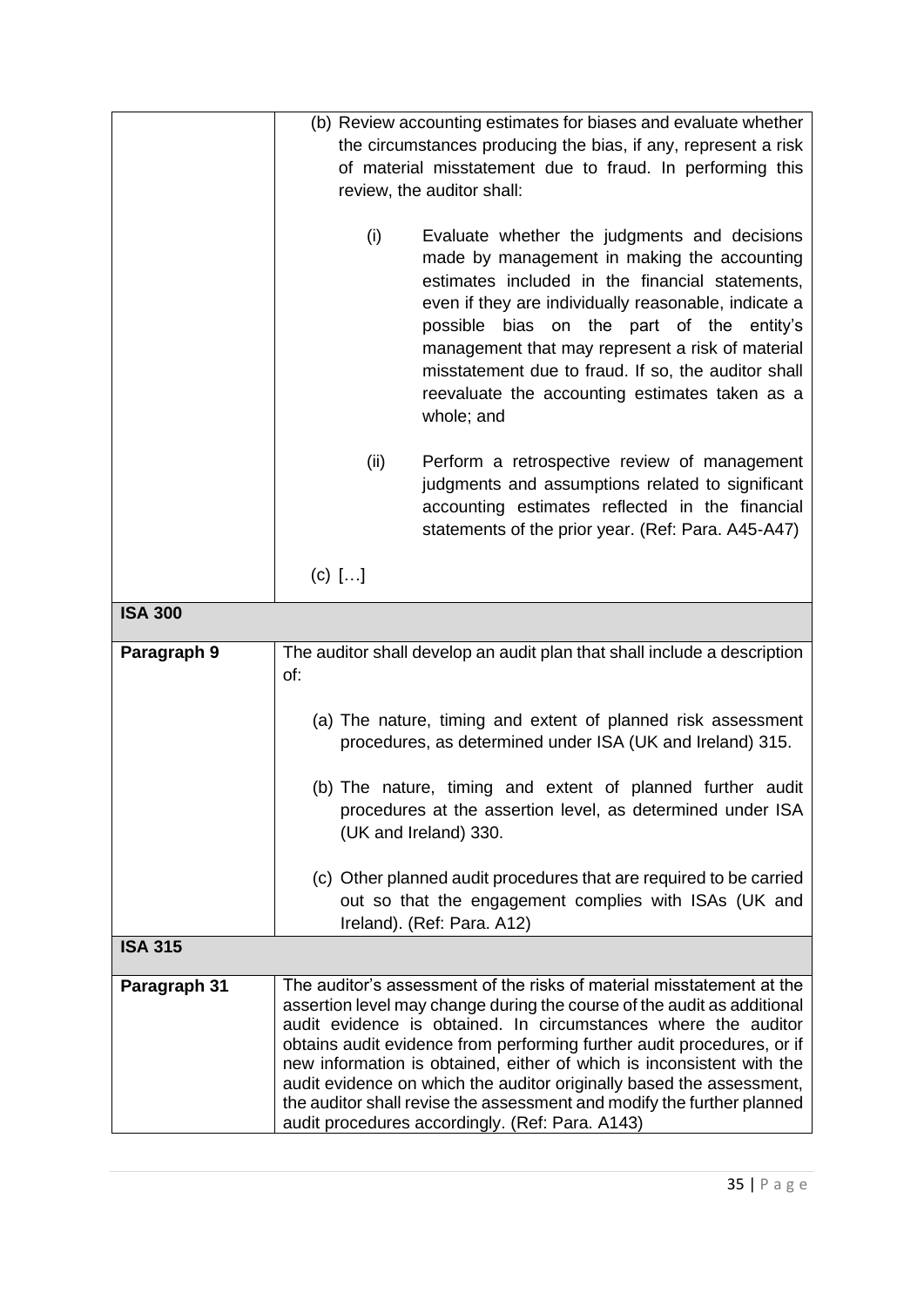| | |
|---|---|
| | (b) Review accounting estimates for biases and evaluate whether the circumstances producing the bias, if any, represent a risk of material misstatement due to fraud. In performing this review, the auditor shall:<br><br>(i) Evaluate whether the judgments and decisions made by management in making the accounting estimates included in the financial statements, even if they are individually reasonable, indicate a possible bias on the part of the entity's management that may represent a risk of material misstatement due to fraud. If so, the auditor shall reevaluate the accounting estimates taken as a whole; and<br><br>(ii) Perform a retrospective review of management judgments and assumptions related to significant accounting estimates reflected in the financial statements of the prior year. (Ref: Para. A45-A47)<br><br>(c) […] |
| **ISA 300** | |
| **Paragraph 9** | The auditor shall develop an audit plan that shall include a description of:<br><br>(a) The nature, timing and extent of planned risk assessment procedures, as determined under ISA (UK and Ireland) 315.<br><br>(b) The nature, timing and extent of planned further audit procedures at the assertion level, as determined under ISA (UK and Ireland) 330.<br><br>(c) Other planned audit procedures that are required to be carried out so that the engagement complies with ISAs (UK and Ireland). (Ref: Para. A12) |
| **ISA 315** | |
| **Paragraph 31** | The auditor's assessment of the risks of material misstatement at the assertion level may change during the course of the audit as additional audit evidence is obtained. In circumstances where the auditor obtains audit evidence from performing further audit procedures, or if new information is obtained, either of which is inconsistent with the audit evidence on which the auditor originally based the assessment, the auditor shall revise the assessment and modify the further planned audit procedures accordingly. (Ref: Para. A143) |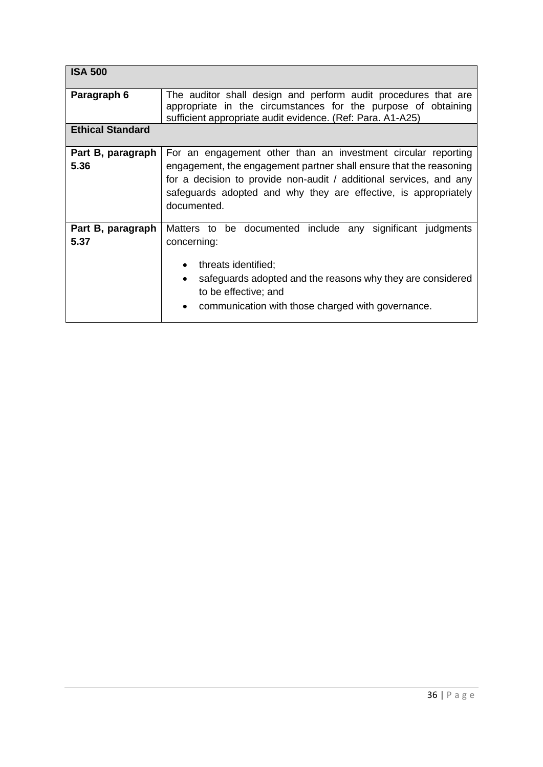| | |
|---|---|
| **ISA 500** | |
| **Paragraph 6** | The auditor shall design and perform audit procedures that are appropriate in the circumstances for the purpose of obtaining sufficient appropriate audit evidence. (Ref: Para. A1-A25) |
| **Ethical Standard** | |
| **Part B, paragraph 5.36** | For an engagement other than an investment circular reporting engagement, the engagement partner shall ensure that the reasoning for a decision to provide non-audit / additional services, and any safeguards adopted and why they are effective, is appropriately documented. |
| **Part B, paragraph 5.37** | Matters to be documented include any significant judgments concerning:<br>• threats identified;<br>• safeguards adopted and the reasons why they are considered to be effective; and<br>• communication with those charged with governance. |